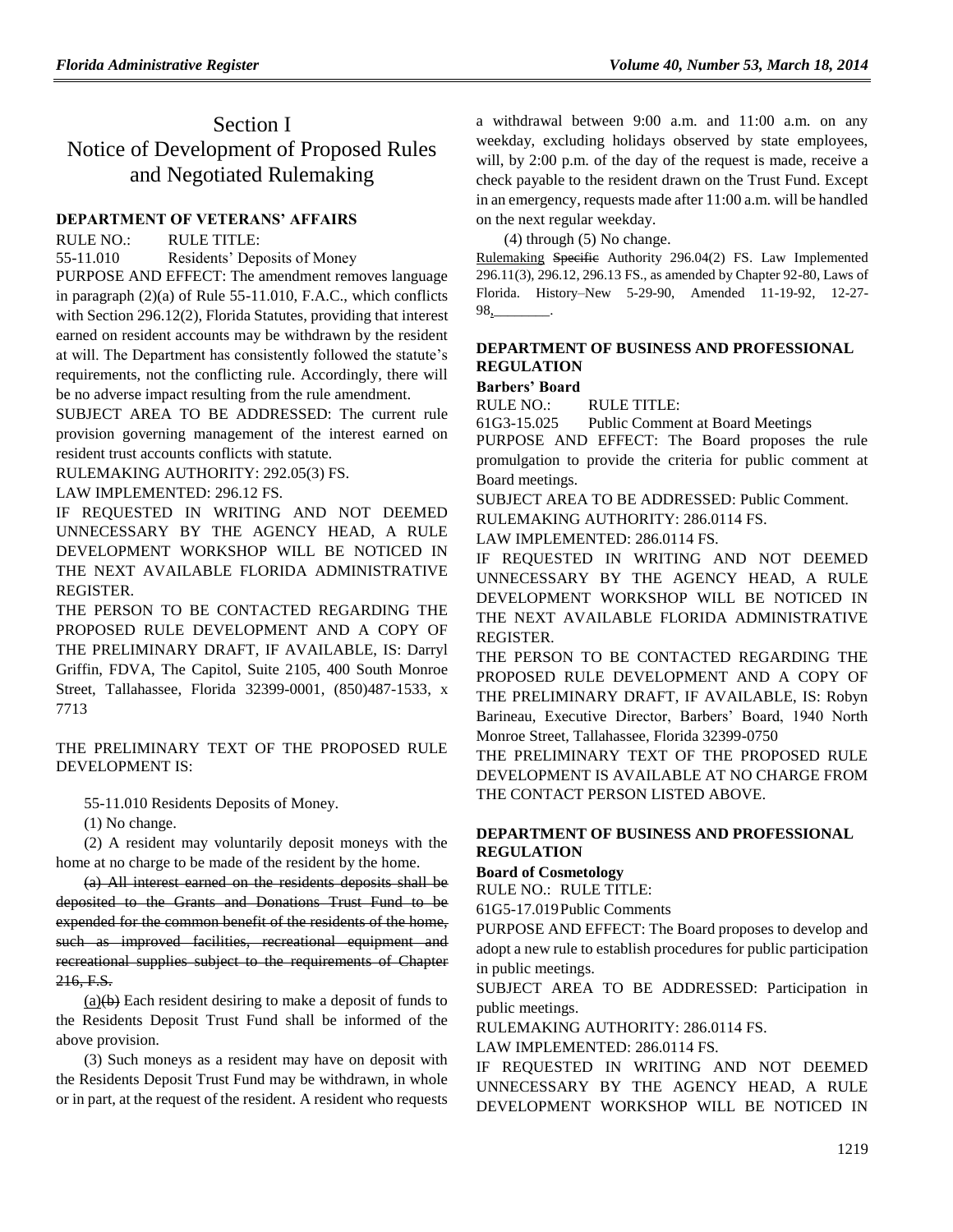# Section I
# Notice of Development of Proposed Rules and Negotiated Rulemaking

### DEPARTMENT OF VETERANS' AFFAIRS

RULE NO.: RULE TITLE:

55-11.010 Residents' Deposits of Money

PURPOSE AND EFFECT: The amendment removes language in paragraph (2)(a) of Rule 55-11.010, F.A.C., which conflicts with Section 296.12(2), Florida Statutes, providing that interest earned on resident accounts may be withdrawn by the resident at will. The Department has consistently followed the statute's requirements, not the conflicting rule. Accordingly, there will be no adverse impact resulting from the rule amendment.

SUBJECT AREA TO BE ADDRESSED: The current rule provision governing management of the interest earned on resident trust accounts conflicts with statute.

RULEMAKING AUTHORITY: 292.05(3) FS.

LAW IMPLEMENTED: 296.12 FS.

IF REQUESTED IN WRITING AND NOT DEEMED UNNECESSARY BY THE AGENCY HEAD, A RULE DEVELOPMENT WORKSHOP WILL BE NOTICED IN THE NEXT AVAILABLE FLORIDA ADMINISTRATIVE REGISTER.

THE PERSON TO BE CONTACTED REGARDING THE PROPOSED RULE DEVELOPMENT AND A COPY OF THE PRELIMINARY DRAFT, IF AVAILABLE, IS: Darryl Griffin, FDVA, The Capitol, Suite 2105, 400 South Monroe Street, Tallahassee, Florida 32399-0001, (850)487-1533, x 7713

THE PRELIMINARY TEXT OF THE PROPOSED RULE DEVELOPMENT IS:

55-11.010 Residents Deposits of Money.

(1) No change.

(2) A resident may voluntarily deposit moneys with the home at no charge to be made of the resident by the home.

~~(a) All interest earned on the residents deposits shall be deposited to the Grants and Donations Trust Fund to be expended for the common benefit of the residents of the home, such as improved facilities, recreational equipment and recreational supplies subject to the requirements of Chapter 216, F.S.~~

<u>(a)</u>~~(b)~~ Each resident desiring to make a deposit of funds to the Residents Deposit Trust Fund shall be informed of the above provision.

(3) Such moneys as a resident may have on deposit with the Residents Deposit Trust Fund may be withdrawn, in whole or in part, at the request of the resident. A resident who requests a withdrawal between 9:00 a.m. and 11:00 a.m. on any weekday, excluding holidays observed by state employees, will, by 2:00 p.m. of the day of the request is made, receive a check payable to the resident drawn on the Trust Fund. Except in an emergency, requests made after 11:00 a.m. will be handled on the next regular weekday.

(4) through (5) No change.

<u>Rulemaking</u> ~~Specific~~ Authority 296.04(2) FS. Law Implemented 296.11(3), 296.12, 296.13 FS., as amended by Chapter 92-80, Laws of Florida. History–New 5-29-90, Amended 11-19-92, 12-27-98<u>, ________</u>.

### DEPARTMENT OF BUSINESS AND PROFESSIONAL REGULATION

**Barbers' Board**

RULE NO.: RULE TITLE:

61G3-15.025 Public Comment at Board Meetings

PURPOSE AND EFFECT: The Board proposes the rule promulgation to provide the criteria for public comment at Board meetings.

SUBJECT AREA TO BE ADDRESSED: Public Comment.

RULEMAKING AUTHORITY: 286.0114 FS.

LAW IMPLEMENTED: 286.0114 FS.

IF REQUESTED IN WRITING AND NOT DEEMED UNNECESSARY BY THE AGENCY HEAD, A RULE DEVELOPMENT WORKSHOP WILL BE NOTICED IN THE NEXT AVAILABLE FLORIDA ADMINISTRATIVE REGISTER.

THE PERSON TO BE CONTACTED REGARDING THE PROPOSED RULE DEVELOPMENT AND A COPY OF THE PRELIMINARY DRAFT, IF AVAILABLE, IS: Robyn Barineau, Executive Director, Barbers' Board, 1940 North Monroe Street, Tallahassee, Florida 32399-0750

THE PRELIMINARY TEXT OF THE PROPOSED RULE DEVELOPMENT IS AVAILABLE AT NO CHARGE FROM THE CONTACT PERSON LISTED ABOVE.

### DEPARTMENT OF BUSINESS AND PROFESSIONAL REGULATION

**Board of Cosmetology**

RULE NO.: RULE TITLE:

61G5-17.019 Public Comments

PURPOSE AND EFFECT: The Board proposes to develop and adopt a new rule to establish procedures for public participation in public meetings.

SUBJECT AREA TO BE ADDRESSED: Participation in public meetings.

RULEMAKING AUTHORITY: 286.0114 FS.

LAW IMPLEMENTED: 286.0114 FS.

IF REQUESTED IN WRITING AND NOT DEEMED UNNECESSARY BY THE AGENCY HEAD, A RULE DEVELOPMENT WORKSHOP WILL BE NOTICED IN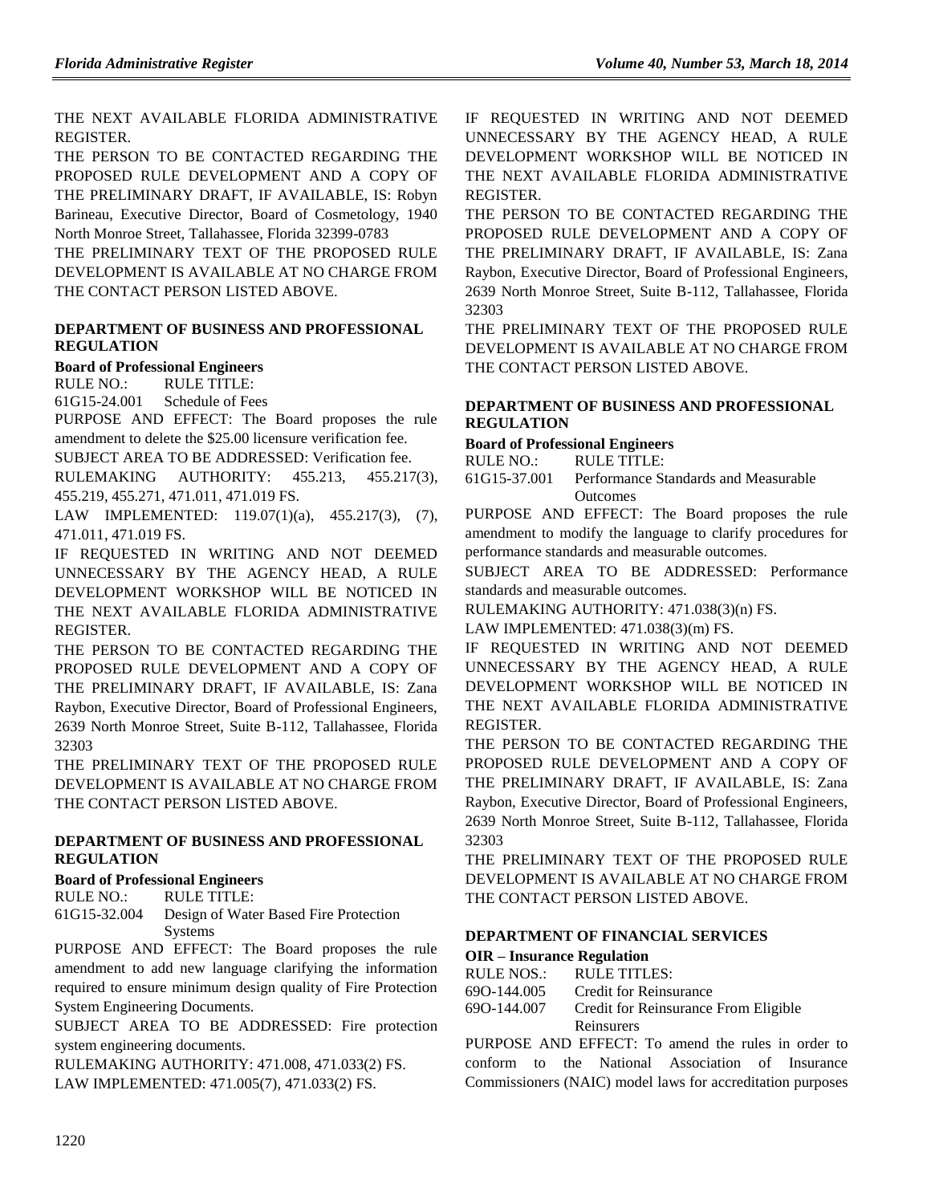THE NEXT AVAILABLE FLORIDA ADMINISTRATIVE REGISTER.

THE PERSON TO BE CONTACTED REGARDING THE PROPOSED RULE DEVELOPMENT AND A COPY OF THE PRELIMINARY DRAFT, IF AVAILABLE, IS: Robyn Barineau, Executive Director, Board of Cosmetology, 1940 North Monroe Street, Tallahassee, Florida 32399-0783

THE PRELIMINARY TEXT OF THE PROPOSED RULE DEVELOPMENT IS AVAILABLE AT NO CHARGE FROM THE CONTACT PERSON LISTED ABOVE.

### DEPARTMENT OF BUSINESS AND PROFESSIONAL REGULATION

**Board of Professional Engineers**

RULE NO.: RULE TITLE:

61G15-24.001 Schedule of Fees

PURPOSE AND EFFECT: The Board proposes the rule amendment to delete the $25.00 licensure verification fee.

SUBJECT AREA TO BE ADDRESSED: Verification fee.

RULEMAKING AUTHORITY: 455.213, 455.217(3), 455.219, 455.271, 471.011, 471.019 FS.

LAW IMPLEMENTED: 119.07(1)(a), 455.217(3), (7), 471.011, 471.019 FS.

IF REQUESTED IN WRITING AND NOT DEEMED UNNECESSARY BY THE AGENCY HEAD, A RULE DEVELOPMENT WORKSHOP WILL BE NOTICED IN THE NEXT AVAILABLE FLORIDA ADMINISTRATIVE REGISTER.

THE PERSON TO BE CONTACTED REGARDING THE PROPOSED RULE DEVELOPMENT AND A COPY OF THE PRELIMINARY DRAFT, IF AVAILABLE, IS: Zana Raybon, Executive Director, Board of Professional Engineers, 2639 North Monroe Street, Suite B-112, Tallahassee, Florida 32303

THE PRELIMINARY TEXT OF THE PROPOSED RULE DEVELOPMENT IS AVAILABLE AT NO CHARGE FROM THE CONTACT PERSON LISTED ABOVE.

### DEPARTMENT OF BUSINESS AND PROFESSIONAL REGULATION

**Board of Professional Engineers**

RULE NO.: RULE TITLE:

61G15-32.004 Design of Water Based Fire Protection Systems

PURPOSE AND EFFECT: The Board proposes the rule amendment to add new language clarifying the information required to ensure minimum design quality of Fire Protection System Engineering Documents.

SUBJECT AREA TO BE ADDRESSED: Fire protection system engineering documents.

RULEMAKING AUTHORITY: 471.008, 471.033(2) FS.

LAW IMPLEMENTED: 471.005(7), 471.033(2) FS.

IF REQUESTED IN WRITING AND NOT DEEMED UNNECESSARY BY THE AGENCY HEAD, A RULE DEVELOPMENT WORKSHOP WILL BE NOTICED IN THE NEXT AVAILABLE FLORIDA ADMINISTRATIVE REGISTER.

THE PERSON TO BE CONTACTED REGARDING THE PROPOSED RULE DEVELOPMENT AND A COPY OF THE PRELIMINARY DRAFT, IF AVAILABLE, IS: Zana Raybon, Executive Director, Board of Professional Engineers, 2639 North Monroe Street, Suite B-112, Tallahassee, Florida 32303

THE PRELIMINARY TEXT OF THE PROPOSED RULE DEVELOPMENT IS AVAILABLE AT NO CHARGE FROM THE CONTACT PERSON LISTED ABOVE.

### DEPARTMENT OF BUSINESS AND PROFESSIONAL REGULATION

**Board of Professional Engineers**

RULE NO.: RULE TITLE:

61G15-37.001 Performance Standards and Measurable Outcomes

PURPOSE AND EFFECT: The Board proposes the rule amendment to modify the language to clarify procedures for performance standards and measurable outcomes.

SUBJECT AREA TO BE ADDRESSED: Performance standards and measurable outcomes.

RULEMAKING AUTHORITY: 471.038(3)(n) FS.

LAW IMPLEMENTED: 471.038(3)(m) FS.

IF REQUESTED IN WRITING AND NOT DEEMED UNNECESSARY BY THE AGENCY HEAD, A RULE DEVELOPMENT WORKSHOP WILL BE NOTICED IN THE NEXT AVAILABLE FLORIDA ADMINISTRATIVE REGISTER.

THE PERSON TO BE CONTACTED REGARDING THE PROPOSED RULE DEVELOPMENT AND A COPY OF THE PRELIMINARY DRAFT, IF AVAILABLE, IS: Zana Raybon, Executive Director, Board of Professional Engineers, 2639 North Monroe Street, Suite B-112, Tallahassee, Florida 32303

THE PRELIMINARY TEXT OF THE PROPOSED RULE DEVELOPMENT IS AVAILABLE AT NO CHARGE FROM THE CONTACT PERSON LISTED ABOVE.

### DEPARTMENT OF FINANCIAL SERVICES

**OIR – Insurance Regulation**

RULE NOS.: RULE TITLES:

69O-144.005 Credit for Reinsurance

69O-144.007 Credit for Reinsurance From Eligible Reinsurers

PURPOSE AND EFFECT: To amend the rules in order to conform to the National Association of Insurance Commissioners (NAIC) model laws for accreditation purposes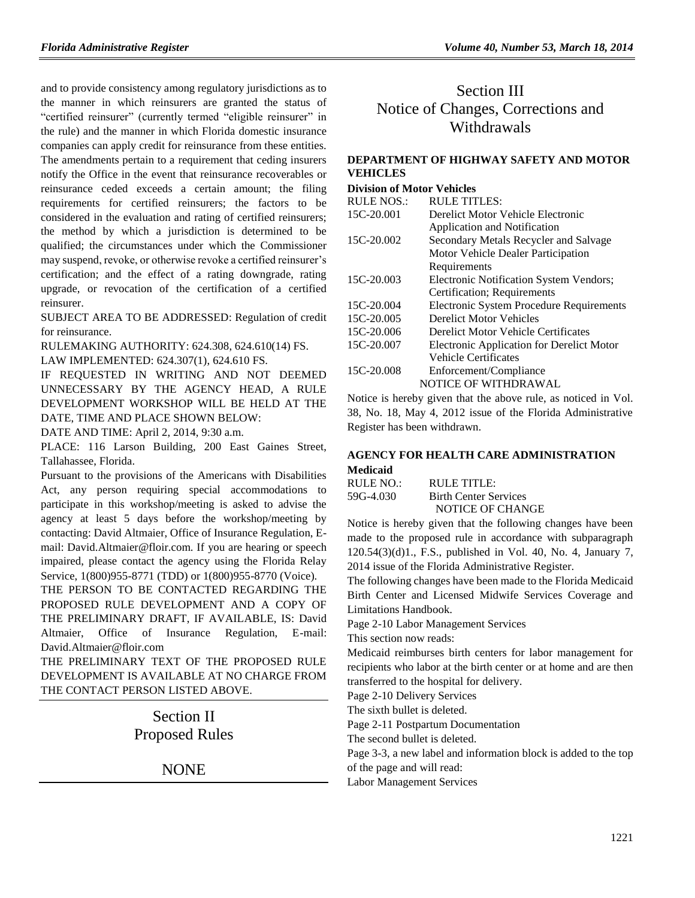and to provide consistency among regulatory jurisdictions as to the manner in which reinsurers are granted the status of "certified reinsurer" (currently termed "eligible reinsurer" in the rule) and the manner in which Florida domestic insurance companies can apply credit for reinsurance from these entities. The amendments pertain to a requirement that ceding insurers notify the Office in the event that reinsurance recoverables or reinsurance ceded exceeds a certain amount; the filing requirements for certified reinsurers; the factors to be considered in the evaluation and rating of certified reinsurers; the method by which a jurisdiction is determined to be qualified; the circumstances under which the Commissioner may suspend, revoke, or otherwise revoke a certified reinsurer's certification; and the effect of a rating downgrade, rating upgrade, or revocation of the certification of a certified reinsurer.

SUBJECT AREA TO BE ADDRESSED: Regulation of credit for reinsurance.

RULEMAKING AUTHORITY: 624.308, 624.610(14) FS.

LAW IMPLEMENTED: 624.307(1), 624.610 FS.

IF REQUESTED IN WRITING AND NOT DEEMED UNNECESSARY BY THE AGENCY HEAD, A RULE DEVELOPMENT WORKSHOP WILL BE HELD AT THE DATE, TIME AND PLACE SHOWN BELOW:

DATE AND TIME: April 2, 2014, 9:30 a.m.

PLACE: 116 Larson Building, 200 East Gaines Street, Tallahassee, Florida.

Pursuant to the provisions of the Americans with Disabilities Act, any person requiring special accommodations to participate in this workshop/meeting is asked to advise the agency at least 5 days before the workshop/meeting by contacting: David Altmaier, Office of Insurance Regulation, E-mail: David.Altmaier@floir.com. If you are hearing or speech impaired, please contact the agency using the Florida Relay Service, 1(800)955-8771 (TDD) or 1(800)955-8770 (Voice).

THE PERSON TO BE CONTACTED REGARDING THE PROPOSED RULE DEVELOPMENT AND A COPY OF THE PRELIMINARY DRAFT, IF AVAILABLE, IS: David Altmaier, Office of Insurance Regulation, E-mail: David.Altmaier@floir.com

THE PRELIMINARY TEXT OF THE PROPOSED RULE DEVELOPMENT IS AVAILABLE AT NO CHARGE FROM THE CONTACT PERSON LISTED ABOVE.

# Section II
# Proposed Rules

NONE

# Section III
# Notice of Changes, Corrections and Withdrawals

### DEPARTMENT OF HIGHWAY SAFETY AND MOTOR VEHICLES

**Division of Motor Vehicles**

| RULE NOS.: | RULE TITLES: |
| --- | --- |
| 15C-20.001 | Derelict Motor Vehicle Electronic Application and Notification |
| 15C-20.002 | Secondary Metals Recycler and Salvage Motor Vehicle Dealer Participation Requirements |
| 15C-20.003 | Electronic Notification System Vendors; Certification; Requirements |
| 15C-20.004 | Electronic System Procedure Requirements |
| 15C-20.005 | Derelict Motor Vehicles |
| 15C-20.006 | Derelict Motor Vehicle Certificates |
| 15C-20.007 | Electronic Application for Derelict Motor Vehicle Certificates |
| 15C-20.008 | Enforcement/Compliance |

NOTICE OF WITHDRAWAL

Notice is hereby given that the above rule, as noticed in Vol. 38, No. 18, May 4, 2012 issue of the Florida Administrative Register has been withdrawn.

### AGENCY FOR HEALTH CARE ADMINISTRATION

**Medicaid**

| RULE NO.: | RULE TITLE: |
| --- | --- |
| 59G-4.030 | Birth Center Services |

NOTICE OF CHANGE

Notice is hereby given that the following changes have been made to the proposed rule in accordance with subparagraph 120.54(3)(d)1., F.S., published in Vol. 40, No. 4, January 7, 2014 issue of the Florida Administrative Register.

The following changes have been made to the Florida Medicaid Birth Center and Licensed Midwife Services Coverage and Limitations Handbook.

Page 2-10 Labor Management Services

This section now reads:

Medicaid reimburses birth centers for labor management for recipients who labor at the birth center or at home and are then transferred to the hospital for delivery.

Page 2-10 Delivery Services

The sixth bullet is deleted.

Page 2-11 Postpartum Documentation

The second bullet is deleted.

Page 3-3, a new label and information block is added to the top of the page and will read:

Labor Management Services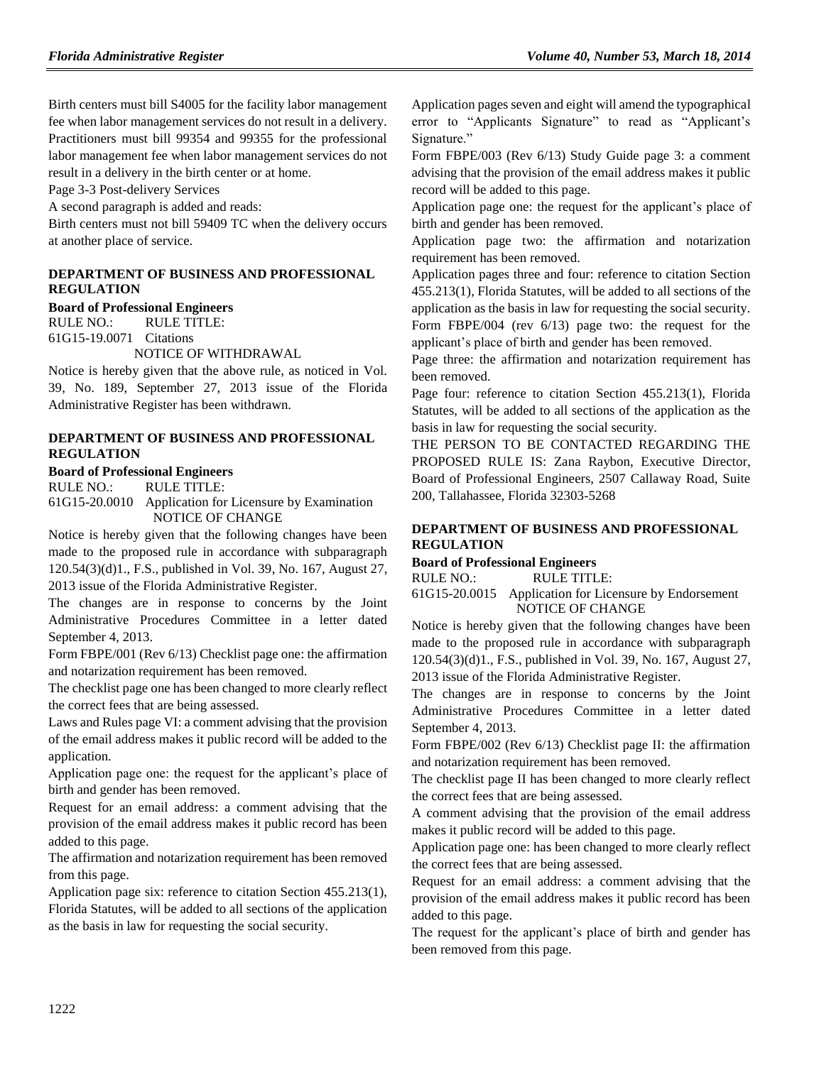Birth centers must bill S4005 for the facility labor management fee when labor management services do not result in a delivery. Practitioners must bill 99354 and 99355 for the professional labor management fee when labor management services do not result in a delivery in the birth center or at home.

Page 3-3 Post-delivery Services

A second paragraph is added and reads:

Birth centers must not bill 59409 TC when the delivery occurs at another place of service.

### DEPARTMENT OF BUSINESS AND PROFESSIONAL REGULATION

**Board of Professional Engineers**

RULE NO.: RULE TITLE:

61G15-19.0071 Citations

NOTICE OF WITHDRAWAL

Notice is hereby given that the above rule, as noticed in Vol. 39, No. 189, September 27, 2013 issue of the Florida Administrative Register has been withdrawn.

### DEPARTMENT OF BUSINESS AND PROFESSIONAL REGULATION

**Board of Professional Engineers**

RULE NO.: RULE TITLE:

61G15-20.0010 Application for Licensure by Examination

NOTICE OF CHANGE

Notice is hereby given that the following changes have been made to the proposed rule in accordance with subparagraph 120.54(3)(d)1., F.S., published in Vol. 39, No. 167, August 27, 2013 issue of the Florida Administrative Register.

The changes are in response to concerns by the Joint Administrative Procedures Committee in a letter dated September 4, 2013.

Form FBPE/001 (Rev 6/13) Checklist page one: the affirmation and notarization requirement has been removed.

The checklist page one has been changed to more clearly reflect the correct fees that are being assessed.

Laws and Rules page VI: a comment advising that the provision of the email address makes it public record will be added to the application.

Application page one: the request for the applicant's place of birth and gender has been removed.

Request for an email address: a comment advising that the provision of the email address makes it public record has been added to this page.

The affirmation and notarization requirement has been removed from this page.

Application page six: reference to citation Section 455.213(1), Florida Statutes, will be added to all sections of the application as the basis in law for requesting the social security.

Application pages seven and eight will amend the typographical error to "Applicants Signature" to read as "Applicant's Signature."

Form FBPE/003 (Rev 6/13) Study Guide page 3: a comment advising that the provision of the email address makes it public record will be added to this page.

Application page one: the request for the applicant's place of birth and gender has been removed.

Application page two: the affirmation and notarization requirement has been removed.

Application pages three and four: reference to citation Section 455.213(1), Florida Statutes, will be added to all sections of the application as the basis in law for requesting the social security.

Form FBPE/004 (rev 6/13) page two: the request for the applicant's place of birth and gender has been removed.

Page three: the affirmation and notarization requirement has been removed.

Page four: reference to citation Section 455.213(1), Florida Statutes, will be added to all sections of the application as the basis in law for requesting the social security.

THE PERSON TO BE CONTACTED REGARDING THE PROPOSED RULE IS: Zana Raybon, Executive Director, Board of Professional Engineers, 2507 Callaway Road, Suite 200, Tallahassee, Florida 32303-5268

### DEPARTMENT OF BUSINESS AND PROFESSIONAL REGULATION

**Board of Professional Engineers**

RULE NO.: RULE TITLE:

61G15-20.0015 Application for Licensure by Endorsement

NOTICE OF CHANGE

Notice is hereby given that the following changes have been made to the proposed rule in accordance with subparagraph 120.54(3)(d)1., F.S., published in Vol. 39, No. 167, August 27, 2013 issue of the Florida Administrative Register.

The changes are in response to concerns by the Joint Administrative Procedures Committee in a letter dated September 4, 2013.

Form FBPE/002 (Rev 6/13) Checklist page II: the affirmation and notarization requirement has been removed.

The checklist page II has been changed to more clearly reflect the correct fees that are being assessed.

A comment advising that the provision of the email address makes it public record will be added to this page.

Application page one: has been changed to more clearly reflect the correct fees that are being assessed.

Request for an email address: a comment advising that the provision of the email address makes it public record has been added to this page.

The request for the applicant's place of birth and gender has been removed from this page.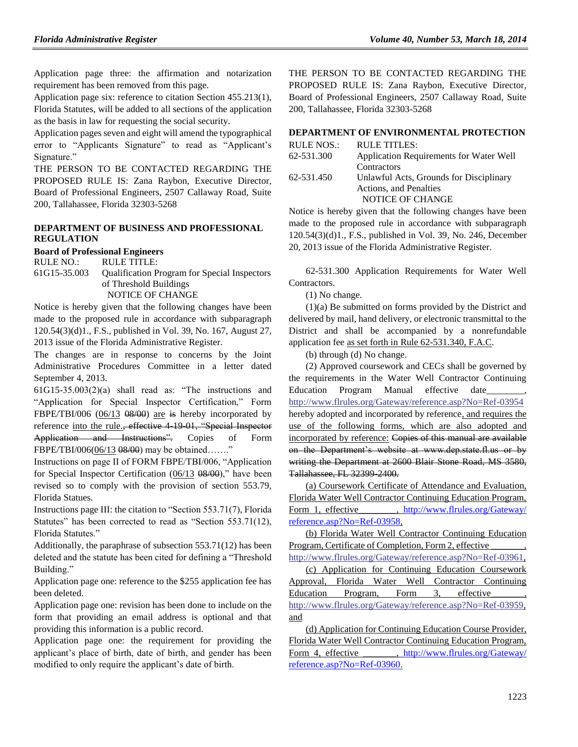Application page three: the affirmation and notarization requirement has been removed from this page.

Application page six: reference to citation Section 455.213(1), Florida Statutes, will be added to all sections of the application as the basis in law for requesting the social security.

Application pages seven and eight will amend the typographical error to "Applicants Signature" to read as "Applicant's Signature."

THE PERSON TO BE CONTACTED REGARDING THE PROPOSED RULE IS: Zana Raybon, Executive Director, Board of Professional Engineers, 2507 Callaway Road, Suite 200, Tallahassee, Florida 32303-5268

## DEPARTMENT OF BUSINESS AND PROFESSIONAL REGULATION

### Board of Professional Engineers

RULE NO.: RULE TITLE:

61G15-35.003 Qualification Program for Special Inspectors of Threshold Buildings

NOTICE OF CHANGE

Notice is hereby given that the following changes have been made to the proposed rule in accordance with subparagraph 120.54(3)(d)1., F.S., published in Vol. 39, No. 167, August 27, 2013 issue of the Florida Administrative Register.

The changes are in response to concerns by the Joint Administrative Procedures Committee in a letter dated September 4, 2013.

61G15-35.003(2)(a) shall read as: "The instructions and "Application for Special Inspector Certification," Form FBPE/TBI/006 (06/13 ~~08/00~~) are ~~is~~ hereby incorporated by reference into the rule.~~, effective 4-19-01, "Special Inspector Application and Instructions".~~ Copies of Form FBPE/TBI/006(06/13 ~~08/00~~) may be obtained……."

Instructions on page II of FORM FBPE/TBI/006, "Application for Special Inspector Certification (06/13 ~~08/00~~)," have been revised so to comply with the provision of section 553.79, Florida Statues.

Instructions page III: the citation to "Section 553.71(7), Florida Statutes" has been corrected to read as "Section 553.71(12), Florida Statutes."

Additionally, the paraphrase of subsection 553.71(12) has been deleted and the statute has been cited for defining a "Threshold Building."

Application page one: reference to the $255 application fee has been deleted.

Application page one: revision has been done to include on the form that providing an email address is optional and that providing this information is a public record.

Application page one: the requirement for providing the applicant's place of birth, date of birth, and gender has been modified to only require the applicant's date of birth.

THE PERSON TO BE CONTACTED REGARDING THE PROPOSED RULE IS: Zana Raybon, Executive Director, Board of Professional Engineers, 2507 Callaway Road, Suite 200, Tallahassee, Florida 32303-5268

## DEPARTMENT OF ENVIRONMENTAL PROTECTION

RULE NOS.: RULE TITLES:

62-531.300 Application Requirements for Water Well Contractors

62-531.450 Unlawful Acts, Grounds for Disciplinary Actions, and Penalties

NOTICE OF CHANGE

Notice is hereby given that the following changes have been made to the proposed rule in accordance with subparagraph 120.54(3)(d)1., F.S., published in Vol. 39, No. 246, December 20, 2013 issue of the Florida Administrative Register.

62-531.300 Application Requirements for Water Well Contractors.

(1) No change.

(1)(a) Be submitted on forms provided by the District and delivered by mail, hand delivery, or electronic transmittal to the District and shall be accompanied by a nonrefundable application fee as set forth in Rule 62-531.340, F.A.C.

(b) through (d) No change.

(2) Approved coursework and CECs shall be governed by the requirements in the Water Well Contractor Continuing Education Program Manual effective date________, http://www.flrules.org/Gateway/reference.asp?No=Ref-03954 hereby adopted and incorporated by reference, and requires the use of the following forms, which are also adopted and incorporated by reference: ~~Copies of this manual are available on the Department's website at www.dep.state.fl.us or by writing the Department at 2600 Blair Stone Road, MS 3580, Tallahassee, FL 32399-2400.~~

(a) Coursework Certificate of Attendance and Evaluation, Florida Water Well Contractor Continuing Education Program, Form 1, effective________, http://www.flrules.org/Gateway/reference.asp?No=Ref-03958,

(b) Florida Water Well Contractor Continuing Education Program, Certificate of Completion, Form 2, effective_______, http://www.flrules.org/Gateway/reference.asp?No=Ref-03961,

(c) Application for Continuing Education Coursework Approval, Florida Water Well Contractor Continuing Education Program, Form 3, effective_______, http://www.flrules.org/Gateway/reference.asp?No=Ref-03959, and

(d) Application for Continuing Education Course Provider, Florida Water Well Contractor Continuing Education Program, Form 4, effective_______, http://www.flrules.org/Gateway/reference.asp?No=Ref-03960.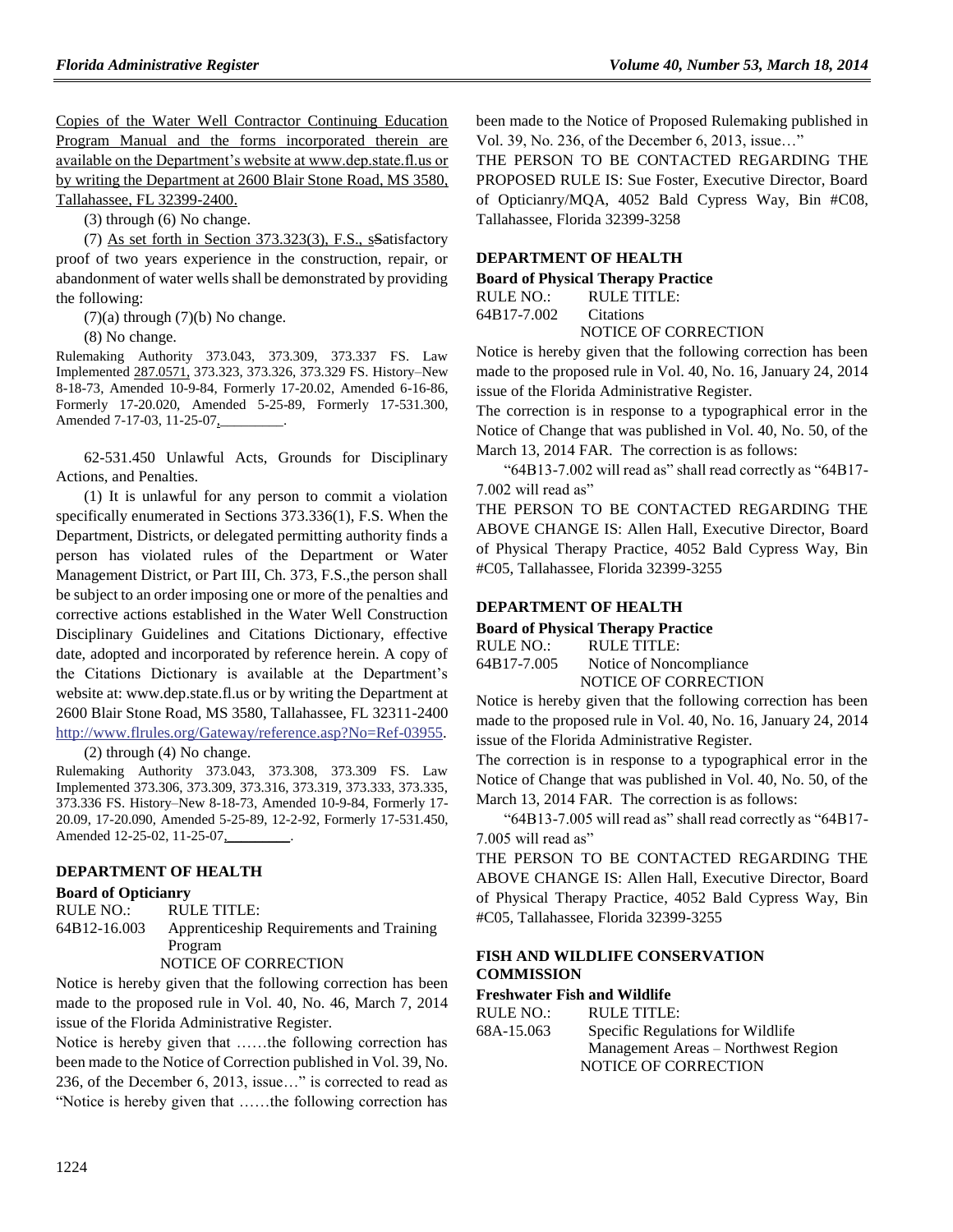Copies of the Water Well Contractor Continuing Education Program Manual and the forms incorporated therein are available on the Department's website at www.dep.state.fl.us or by writing the Department at 2600 Blair Stone Road, MS 3580, Tallahassee, FL 32399-2400.

(3) through (6) No change.

(7) As set forth in Section 373.323(3), F.S., sSatisfactory proof of two years experience in the construction, repair, or abandonment of water wells shall be demonstrated by providing the following:

(7)(a) through (7)(b) No change.

(8) No change.

Rulemaking Authority 373.043, 373.309, 373.337 FS. Law Implemented 287.0571, 373.323, 373.326, 373.329 FS. History–New 8-18-73, Amended 10-9-84, Formerly 17-20.02, Amended 6-16-86, Formerly 17-20.020, Amended 5-25-89, Formerly 17-531.300, Amended 7-17-03, 11-25-07, ________.

62-531.450 Unlawful Acts, Grounds for Disciplinary Actions, and Penalties.

(1) It is unlawful for any person to commit a violation specifically enumerated in Sections 373.336(1), F.S. When the Department, Districts, or delegated permitting authority finds a person has violated rules of the Department or Water Management District, or Part III, Ch. 373, F.S.,the person shall be subject to an order imposing one or more of the penalties and corrective actions established in the Water Well Construction Disciplinary Guidelines and Citations Dictionary, effective date, adopted and incorporated by reference herein. A copy of the Citations Dictionary is available at the Department's website at: www.dep.state.fl.us or by writing the Department at 2600 Blair Stone Road, MS 3580, Tallahassee, FL 32311-2400 http://www.flrules.org/Gateway/reference.asp?No=Ref-03955.

(2) through (4) No change.

Rulemaking Authority 373.043, 373.308, 373.309 FS. Law Implemented 373.306, 373.309, 373.316, 373.319, 373.333, 373.335, 373.336 FS. History–New 8-18-73, Amended 10-9-84, Formerly 17-20.09, 17-20.090, Amended 5-25-89, 12-2-92, Formerly 17-531.450, Amended 12-25-02, 11-25-07, ________.

## DEPARTMENT OF HEALTH

### Board of Opticianry

RULE NO.: RULE TITLE:

64B12-16.003 Apprenticeship Requirements and Training Program

NOTICE OF CORRECTION

Notice is hereby given that the following correction has been made to the proposed rule in Vol. 40, No. 46, March 7, 2014 issue of the Florida Administrative Register.

Notice is hereby given that ……the following correction has been made to the Notice of Correction published in Vol. 39, No. 236, of the December 6, 2013, issue…" is corrected to read as "Notice is hereby given that ……the following correction has been made to the Notice of Proposed Rulemaking published in Vol. 39, No. 236, of the December 6, 2013, issue…"

THE PERSON TO BE CONTACTED REGARDING THE PROPOSED RULE IS: Sue Foster, Executive Director, Board of Opticianry/MQA, 4052 Bald Cypress Way, Bin #C08, Tallahassee, Florida 32399-3258

## DEPARTMENT OF HEALTH

### Board of Physical Therapy Practice

RULE NO.: RULE TITLE:

64B17-7.002 Citations

NOTICE OF CORRECTION

Notice is hereby given that the following correction has been made to the proposed rule in Vol. 40, No. 16, January 24, 2014 issue of the Florida Administrative Register.

The correction is in response to a typographical error in the Notice of Change that was published in Vol. 40, No. 50, of the March 13, 2014 FAR. The correction is as follows:

"64B13-7.002 will read as" shall read correctly as "64B17-7.002 will read as"

THE PERSON TO BE CONTACTED REGARDING THE ABOVE CHANGE IS: Allen Hall, Executive Director, Board of Physical Therapy Practice, 4052 Bald Cypress Way, Bin #C05, Tallahassee, Florida 32399-3255

## DEPARTMENT OF HEALTH

### Board of Physical Therapy Practice

RULE NO.: RULE TITLE:

64B17-7.005 Notice of Noncompliance

NOTICE OF CORRECTION

Notice is hereby given that the following correction has been made to the proposed rule in Vol. 40, No. 16, January 24, 2014 issue of the Florida Administrative Register.

The correction is in response to a typographical error in the Notice of Change that was published in Vol. 40, No. 50, of the March 13, 2014 FAR. The correction is as follows:

"64B13-7.005 will read as" shall read correctly as "64B17-7.005 will read as"

THE PERSON TO BE CONTACTED REGARDING THE ABOVE CHANGE IS: Allen Hall, Executive Director, Board of Physical Therapy Practice, 4052 Bald Cypress Way, Bin #C05, Tallahassee, Florida 32399-3255

## FISH AND WILDLIFE CONSERVATION COMMISSION

### Freshwater Fish and Wildlife

RULE NO.: RULE TITLE:

68A-15.063 Specific Regulations for Wildlife Management Areas – Northwest Region

NOTICE OF CORRECTION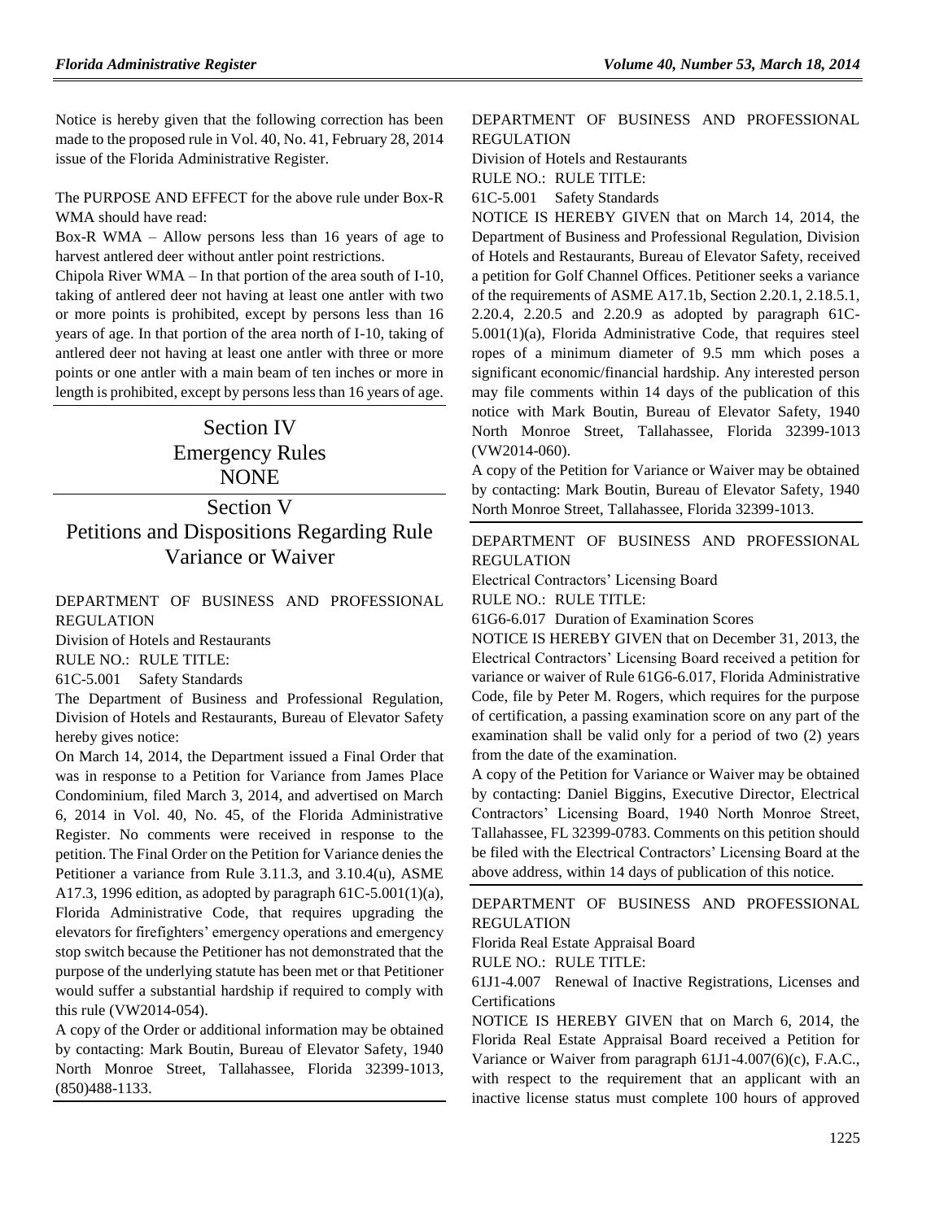Notice is hereby given that the following correction has been made to the proposed rule in Vol. 40, No. 41, February 28, 2014 issue of the Florida Administrative Register.

The PURPOSE AND EFFECT for the above rule under Box-R WMA should have read:

Box-R WMA – Allow persons less than 16 years of age to harvest antlered deer without antler point restrictions.

Chipola River WMA – In that portion of the area south of I-10, taking of antlered deer not having at least one antler with two or more points is prohibited, except by persons less than 16 years of age. In that portion of the area north of I-10, taking of antlered deer not having at least one antler with three or more points or one antler with a main beam of ten inches or more in length is prohibited, except by persons less than 16 years of age.

# Section IV
# Emergency Rules
# NONE

# Section V
# Petitions and Dispositions Regarding Rule Variance or Waiver

DEPARTMENT OF BUSINESS AND PROFESSIONAL REGULATION

Division of Hotels and Restaurants

RULE NO.: RULE TITLE:

61C-5.001 Safety Standards

The Department of Business and Professional Regulation, Division of Hotels and Restaurants, Bureau of Elevator Safety hereby gives notice:

On March 14, 2014, the Department issued a Final Order that was in response to a Petition for Variance from James Place Condominium, filed March 3, 2014, and advertised on March 6, 2014 in Vol. 40, No. 45, of the Florida Administrative Register. No comments were received in response to the petition. The Final Order on the Petition for Variance denies the Petitioner a variance from Rule 3.11.3, and 3.10.4(u), ASME A17.3, 1996 edition, as adopted by paragraph 61C-5.001(1)(a), Florida Administrative Code, that requires upgrading the elevators for firefighters' emergency operations and emergency stop switch because the Petitioner has not demonstrated that the purpose of the underlying statute has been met or that Petitioner would suffer a substantial hardship if required to comply with this rule (VW2014-054).

A copy of the Order or additional information may be obtained by contacting: Mark Boutin, Bureau of Elevator Safety, 1940 North Monroe Street, Tallahassee, Florida 32399-1013, (850)488-1133.

DEPARTMENT OF BUSINESS AND PROFESSIONAL REGULATION

Division of Hotels and Restaurants

RULE NO.: RULE TITLE:

61C-5.001 Safety Standards

NOTICE IS HEREBY GIVEN that on March 14, 2014, the Department of Business and Professional Regulation, Division of Hotels and Restaurants, Bureau of Elevator Safety, received a petition for Golf Channel Offices. Petitioner seeks a variance of the requirements of ASME A17.1b, Section 2.20.1, 2.18.5.1, 2.20.4, 2.20.5 and 2.20.9 as adopted by paragraph 61C-5.001(1)(a), Florida Administrative Code, that requires steel ropes of a minimum diameter of 9.5 mm which poses a significant economic/financial hardship. Any interested person may file comments within 14 days of the publication of this notice with Mark Boutin, Bureau of Elevator Safety, 1940 North Monroe Street, Tallahassee, Florida 32399-1013 (VW2014-060).

A copy of the Petition for Variance or Waiver may be obtained by contacting: Mark Boutin, Bureau of Elevator Safety, 1940 North Monroe Street, Tallahassee, Florida 32399-1013.

DEPARTMENT OF BUSINESS AND PROFESSIONAL REGULATION

Electrical Contractors' Licensing Board

RULE NO.: RULE TITLE:

61G6-6.017 Duration of Examination Scores

NOTICE IS HEREBY GIVEN that on December 31, 2013, the Electrical Contractors' Licensing Board received a petition for variance or waiver of Rule 61G6-6.017, Florida Administrative Code, file by Peter M. Rogers, which requires for the purpose of certification, a passing examination score on any part of the examination shall be valid only for a period of two (2) years from the date of the examination.

A copy of the Petition for Variance or Waiver may be obtained by contacting: Daniel Biggins, Executive Director, Electrical Contractors' Licensing Board, 1940 North Monroe Street, Tallahassee, FL 32399-0783. Comments on this petition should be filed with the Electrical Contractors' Licensing Board at the above address, within 14 days of publication of this notice.

DEPARTMENT OF BUSINESS AND PROFESSIONAL REGULATION

Florida Real Estate Appraisal Board

RULE NO.: RULE TITLE:

61J1-4.007 Renewal of Inactive Registrations, Licenses and Certifications

NOTICE IS HEREBY GIVEN that on March 6, 2014, the Florida Real Estate Appraisal Board received a Petition for Variance or Waiver from paragraph 61J1-4.007(6)(c), F.A.C., with respect to the requirement that an applicant with an inactive license status must complete 100 hours of approved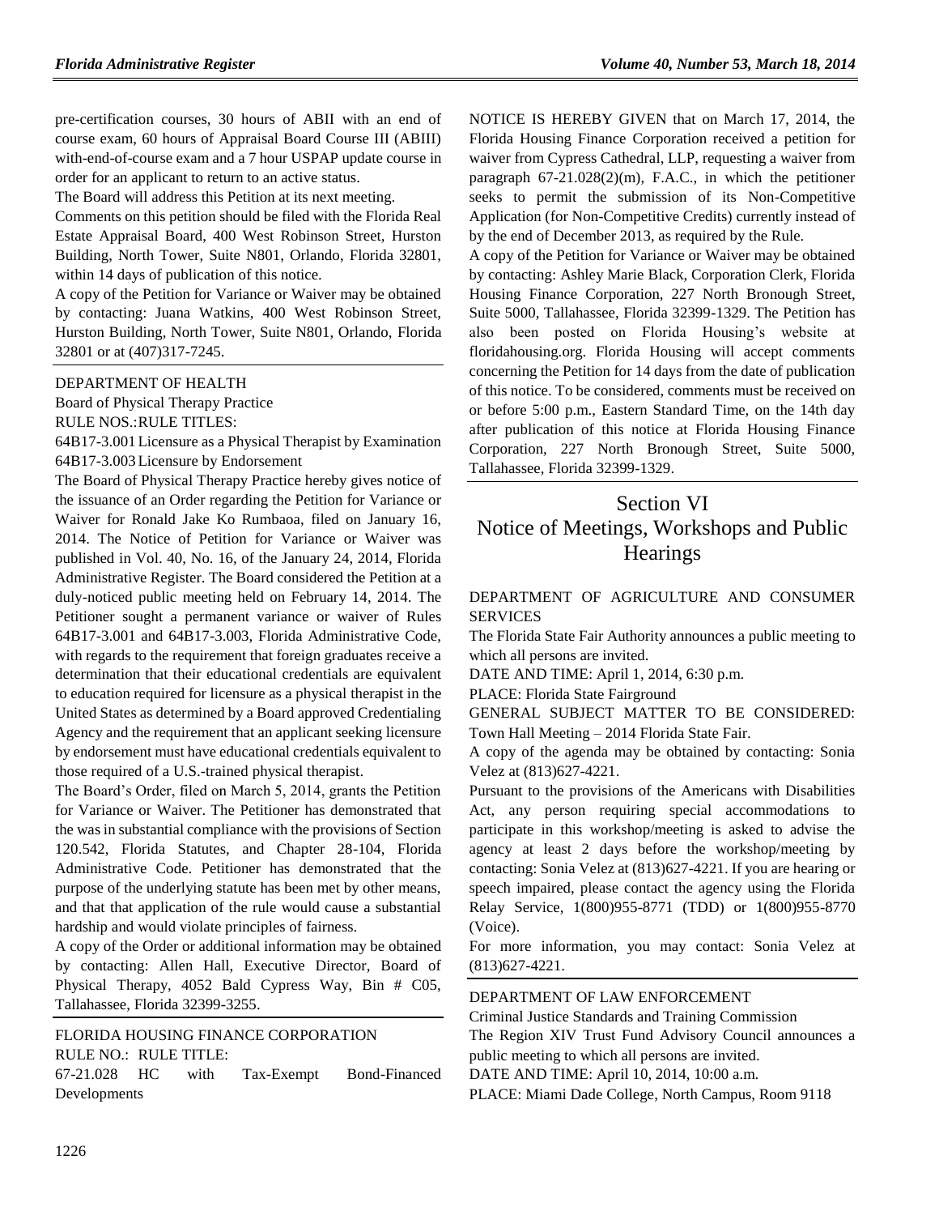pre-certification courses, 30 hours of ABII with an end of course exam, 60 hours of Appraisal Board Course III (ABIII) with-end-of-course exam and a 7 hour USPAP update course in order for an applicant to return to an active status.

The Board will address this Petition at its next meeting.

Comments on this petition should be filed with the Florida Real Estate Appraisal Board, 400 West Robinson Street, Hurston Building, North Tower, Suite N801, Orlando, Florida 32801, within 14 days of publication of this notice.

A copy of the Petition for Variance or Waiver may be obtained by contacting: Juana Watkins, 400 West Robinson Street, Hurston Building, North Tower, Suite N801, Orlando, Florida 32801 or at (407)317-7245.

DEPARTMENT OF HEALTH

Board of Physical Therapy Practice

RULE NOS.:RULE TITLES:

64B17-3.001 Licensure as a Physical Therapist by Examination

64B17-3.003 Licensure by Endorsement

The Board of Physical Therapy Practice hereby gives notice of the issuance of an Order regarding the Petition for Variance or Waiver for Ronald Jake Ko Rumbaoa, filed on January 16, 2014. The Notice of Petition for Variance or Waiver was published in Vol. 40, No. 16, of the January 24, 2014, Florida Administrative Register. The Board considered the Petition at a duly-noticed public meeting held on February 14, 2014. The Petitioner sought a permanent variance or waiver of Rules 64B17-3.001 and 64B17-3.003, Florida Administrative Code, with regards to the requirement that foreign graduates receive a determination that their educational credentials are equivalent to education required for licensure as a physical therapist in the United States as determined by a Board approved Credentialing Agency and the requirement that an applicant seeking licensure by endorsement must have educational credentials equivalent to those required of a U.S.-trained physical therapist.

The Board's Order, filed on March 5, 2014, grants the Petition for Variance or Waiver. The Petitioner has demonstrated that the was in substantial compliance with the provisions of Section 120.542, Florida Statutes, and Chapter 28-104, Florida Administrative Code. Petitioner has demonstrated that the purpose of the underlying statute has been met by other means, and that that application of the rule would cause a substantial hardship and would violate principles of fairness.

A copy of the Order or additional information may be obtained by contacting: Allen Hall, Executive Director, Board of Physical Therapy, 4052 Bald Cypress Way, Bin # C05, Tallahassee, Florida 32399-3255.

FLORIDA HOUSING FINANCE CORPORATION

RULE NO.: RULE TITLE:

67-21.028 HC with Tax-Exempt Bond-Financed Developments

NOTICE IS HEREBY GIVEN that on March 17, 2014, the Florida Housing Finance Corporation received a petition for waiver from Cypress Cathedral, LLP, requesting a waiver from paragraph 67-21.028(2)(m), F.A.C., in which the petitioner seeks to permit the submission of its Non-Competitive Application (for Non-Competitive Credits) currently instead of by the end of December 2013, as required by the Rule.

A copy of the Petition for Variance or Waiver may be obtained by contacting: Ashley Marie Black, Corporation Clerk, Florida Housing Finance Corporation, 227 North Bronough Street, Suite 5000, Tallahassee, Florida 32399-1329. The Petition has also been posted on Florida Housing's website at floridahousing.org. Florida Housing will accept comments concerning the Petition for 14 days from the date of publication of this notice. To be considered, comments must be received on or before 5:00 p.m., Eastern Standard Time, on the 14th day after publication of this notice at Florida Housing Finance Corporation, 227 North Bronough Street, Suite 5000, Tallahassee, Florida 32399-1329.

# Section VI
# Notice of Meetings, Workshops and Public Hearings

DEPARTMENT OF AGRICULTURE AND CONSUMER SERVICES

The Florida State Fair Authority announces a public meeting to which all persons are invited.

DATE AND TIME: April 1, 2014, 6:30 p.m.

PLACE: Florida State Fairground

GENERAL SUBJECT MATTER TO BE CONSIDERED: Town Hall Meeting – 2014 Florida State Fair.

A copy of the agenda may be obtained by contacting: Sonia Velez at (813)627-4221.

Pursuant to the provisions of the Americans with Disabilities Act, any person requiring special accommodations to participate in this workshop/meeting is asked to advise the agency at least 2 days before the workshop/meeting by contacting: Sonia Velez at (813)627-4221. If you are hearing or speech impaired, please contact the agency using the Florida Relay Service, 1(800)955-8771 (TDD) or 1(800)955-8770 (Voice).

For more information, you may contact: Sonia Velez at (813)627-4221.

DEPARTMENT OF LAW ENFORCEMENT

Criminal Justice Standards and Training Commission

The Region XIV Trust Fund Advisory Council announces a public meeting to which all persons are invited.

DATE AND TIME: April 10, 2014, 10:00 a.m.

PLACE: Miami Dade College, North Campus, Room 9118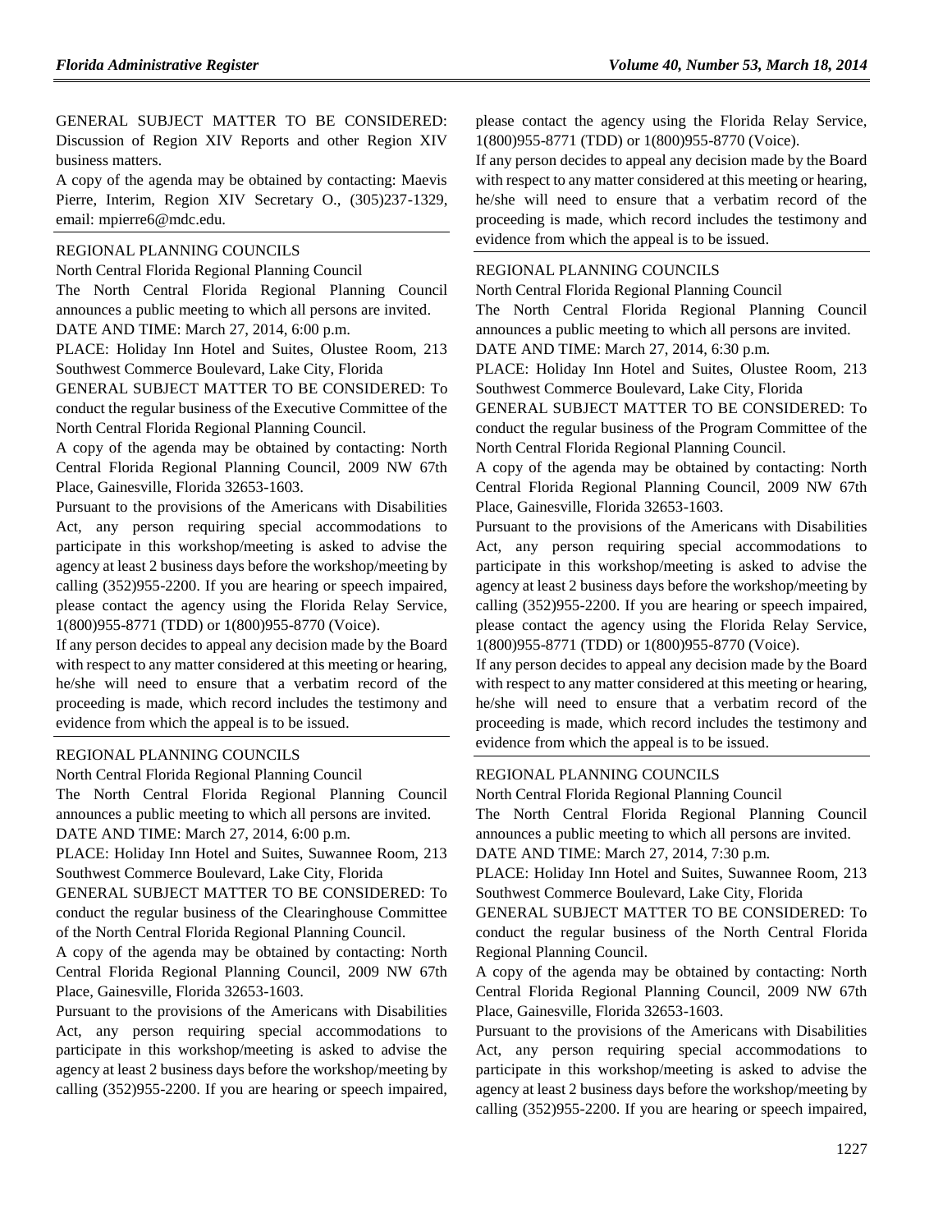GENERAL SUBJECT MATTER TO BE CONSIDERED: Discussion of Region XIV Reports and other Region XIV business matters.

A copy of the agenda may be obtained by contacting: Maevis Pierre, Interim, Region XIV Secretary O., (305)237-1329, email: mpierre6@mdc.edu.

REGIONAL PLANNING COUNCILS

North Central Florida Regional Planning Council

The North Central Florida Regional Planning Council announces a public meeting to which all persons are invited.

DATE AND TIME: March 27, 2014, 6:00 p.m.

PLACE: Holiday Inn Hotel and Suites, Olustee Room, 213 Southwest Commerce Boulevard, Lake City, Florida

GENERAL SUBJECT MATTER TO BE CONSIDERED: To conduct the regular business of the Executive Committee of the North Central Florida Regional Planning Council.

A copy of the agenda may be obtained by contacting: North Central Florida Regional Planning Council, 2009 NW 67th Place, Gainesville, Florida 32653-1603.

Pursuant to the provisions of the Americans with Disabilities Act, any person requiring special accommodations to participate in this workshop/meeting is asked to advise the agency at least 2 business days before the workshop/meeting by calling (352)955-2200. If you are hearing or speech impaired, please contact the agency using the Florida Relay Service, 1(800)955-8771 (TDD) or 1(800)955-8770 (Voice).

If any person decides to appeal any decision made by the Board with respect to any matter considered at this meeting or hearing, he/she will need to ensure that a verbatim record of the proceeding is made, which record includes the testimony and evidence from which the appeal is to be issued.

REGIONAL PLANNING COUNCILS

North Central Florida Regional Planning Council

The North Central Florida Regional Planning Council announces a public meeting to which all persons are invited.

DATE AND TIME: March 27, 2014, 6:00 p.m.

PLACE: Holiday Inn Hotel and Suites, Suwannee Room, 213 Southwest Commerce Boulevard, Lake City, Florida

GENERAL SUBJECT MATTER TO BE CONSIDERED: To conduct the regular business of the Clearinghouse Committee of the North Central Florida Regional Planning Council.

A copy of the agenda may be obtained by contacting: North Central Florida Regional Planning Council, 2009 NW 67th Place, Gainesville, Florida 32653-1603.

Pursuant to the provisions of the Americans with Disabilities Act, any person requiring special accommodations to participate in this workshop/meeting is asked to advise the agency at least 2 business days before the workshop/meeting by calling (352)955-2200. If you are hearing or speech impaired, please contact the agency using the Florida Relay Service, 1(800)955-8771 (TDD) or 1(800)955-8770 (Voice).

If any person decides to appeal any decision made by the Board with respect to any matter considered at this meeting or hearing, he/she will need to ensure that a verbatim record of the proceeding is made, which record includes the testimony and evidence from which the appeal is to be issued.

REGIONAL PLANNING COUNCILS

North Central Florida Regional Planning Council

The North Central Florida Regional Planning Council announces a public meeting to which all persons are invited.

DATE AND TIME: March 27, 2014, 6:30 p.m.

PLACE: Holiday Inn Hotel and Suites, Olustee Room, 213 Southwest Commerce Boulevard, Lake City, Florida

GENERAL SUBJECT MATTER TO BE CONSIDERED: To conduct the regular business of the Program Committee of the North Central Florida Regional Planning Council.

A copy of the agenda may be obtained by contacting: North Central Florida Regional Planning Council, 2009 NW 67th Place, Gainesville, Florida 32653-1603.

Pursuant to the provisions of the Americans with Disabilities Act, any person requiring special accommodations to participate in this workshop/meeting is asked to advise the agency at least 2 business days before the workshop/meeting by calling (352)955-2200. If you are hearing or speech impaired, please contact the agency using the Florida Relay Service, 1(800)955-8771 (TDD) or 1(800)955-8770 (Voice).

If any person decides to appeal any decision made by the Board with respect to any matter considered at this meeting or hearing, he/she will need to ensure that a verbatim record of the proceeding is made, which record includes the testimony and evidence from which the appeal is to be issued.

REGIONAL PLANNING COUNCILS

North Central Florida Regional Planning Council

The North Central Florida Regional Planning Council announces a public meeting to which all persons are invited.

DATE AND TIME: March 27, 2014, 7:30 p.m.

PLACE: Holiday Inn Hotel and Suites, Suwannee Room, 213 Southwest Commerce Boulevard, Lake City, Florida

GENERAL SUBJECT MATTER TO BE CONSIDERED: To conduct the regular business of the North Central Florida Regional Planning Council.

A copy of the agenda may be obtained by contacting: North Central Florida Regional Planning Council, 2009 NW 67th Place, Gainesville, Florida 32653-1603.

Pursuant to the provisions of the Americans with Disabilities Act, any person requiring special accommodations to participate in this workshop/meeting is asked to advise the agency at least 2 business days before the workshop/meeting by calling (352)955-2200. If you are hearing or speech impaired,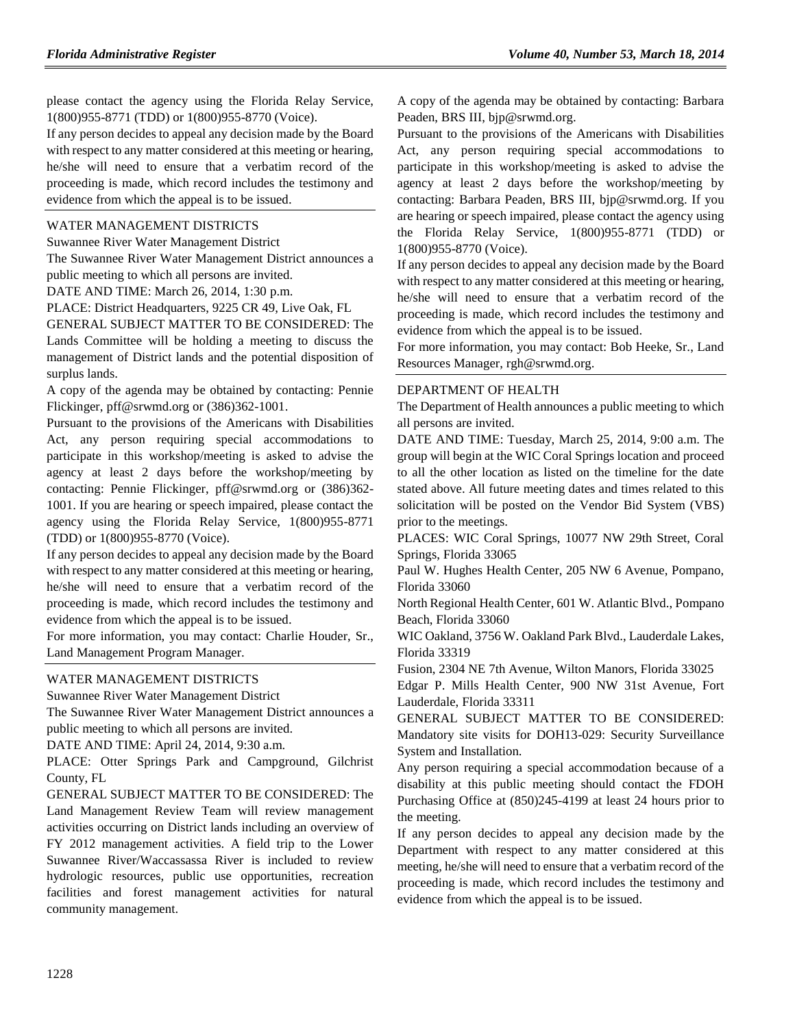please contact the agency using the Florida Relay Service, 1(800)955-8771 (TDD) or 1(800)955-8770 (Voice).

If any person decides to appeal any decision made by the Board with respect to any matter considered at this meeting or hearing, he/she will need to ensure that a verbatim record of the proceeding is made, which record includes the testimony and evidence from which the appeal is to be issued.

WATER MANAGEMENT DISTRICTS

Suwannee River Water Management District

The Suwannee River Water Management District announces a public meeting to which all persons are invited.

DATE AND TIME: March 26, 2014, 1:30 p.m.

PLACE: District Headquarters, 9225 CR 49, Live Oak, FL

GENERAL SUBJECT MATTER TO BE CONSIDERED: The Lands Committee will be holding a meeting to discuss the management of District lands and the potential disposition of surplus lands.

A copy of the agenda may be obtained by contacting: Pennie Flickinger, pff@srwmd.org or (386)362-1001.

Pursuant to the provisions of the Americans with Disabilities Act, any person requiring special accommodations to participate in this workshop/meeting is asked to advise the agency at least 2 days before the workshop/meeting by contacting: Pennie Flickinger, pff@srwmd.org or (386)362-1001. If you are hearing or speech impaired, please contact the agency using the Florida Relay Service, 1(800)955-8771 (TDD) or 1(800)955-8770 (Voice).

If any person decides to appeal any decision made by the Board with respect to any matter considered at this meeting or hearing, he/she will need to ensure that a verbatim record of the proceeding is made, which record includes the testimony and evidence from which the appeal is to be issued.

For more information, you may contact: Charlie Houder, Sr., Land Management Program Manager.

WATER MANAGEMENT DISTRICTS

Suwannee River Water Management District

The Suwannee River Water Management District announces a public meeting to which all persons are invited.

DATE AND TIME: April 24, 2014, 9:30 a.m.

PLACE: Otter Springs Park and Campground, Gilchrist County, FL

GENERAL SUBJECT MATTER TO BE CONSIDERED: The Land Management Review Team will review management activities occurring on District lands including an overview of FY 2012 management activities. A field trip to the Lower Suwannee River/Waccassassa River is included to review hydrologic resources, public use opportunities, recreation facilities and forest management activities for natural community management.

A copy of the agenda may be obtained by contacting: Barbara Peaden, BRS III, bjp@srwmd.org.

Pursuant to the provisions of the Americans with Disabilities Act, any person requiring special accommodations to participate in this workshop/meeting is asked to advise the agency at least 2 days before the workshop/meeting by contacting: Barbara Peaden, BRS III, bjp@srwmd.org. If you are hearing or speech impaired, please contact the agency using the Florida Relay Service, 1(800)955-8771 (TDD) or 1(800)955-8770 (Voice).

If any person decides to appeal any decision made by the Board with respect to any matter considered at this meeting or hearing, he/she will need to ensure that a verbatim record of the proceeding is made, which record includes the testimony and evidence from which the appeal is to be issued.

For more information, you may contact: Bob Heeke, Sr., Land Resources Manager, rgh@srwmd.org.

DEPARTMENT OF HEALTH

The Department of Health announces a public meeting to which all persons are invited.

DATE AND TIME: Tuesday, March 25, 2014, 9:00 a.m. The group will begin at the WIC Coral Springs location and proceed to all the other location as listed on the timeline for the date stated above. All future meeting dates and times related to this solicitation will be posted on the Vendor Bid System (VBS) prior to the meetings.

PLACES: WIC Coral Springs, 10077 NW 29th Street, Coral Springs, Florida 33065

Paul W. Hughes Health Center, 205 NW 6 Avenue, Pompano, Florida 33060

North Regional Health Center, 601 W. Atlantic Blvd., Pompano Beach, Florida 33060

WIC Oakland, 3756 W. Oakland Park Blvd., Lauderdale Lakes, Florida 33319

Fusion, 2304 NE 7th Avenue, Wilton Manors, Florida 33025

Edgar P. Mills Health Center, 900 NW 31st Avenue, Fort Lauderdale, Florida 33311

GENERAL SUBJECT MATTER TO BE CONSIDERED: Mandatory site visits for DOH13-029: Security Surveillance System and Installation.

Any person requiring a special accommodation because of a disability at this public meeting should contact the FDOH Purchasing Office at (850)245-4199 at least 24 hours prior to the meeting.

If any person decides to appeal any decision made by the Department with respect to any matter considered at this meeting, he/she will need to ensure that a verbatim record of the proceeding is made, which record includes the testimony and evidence from which the appeal is to be issued.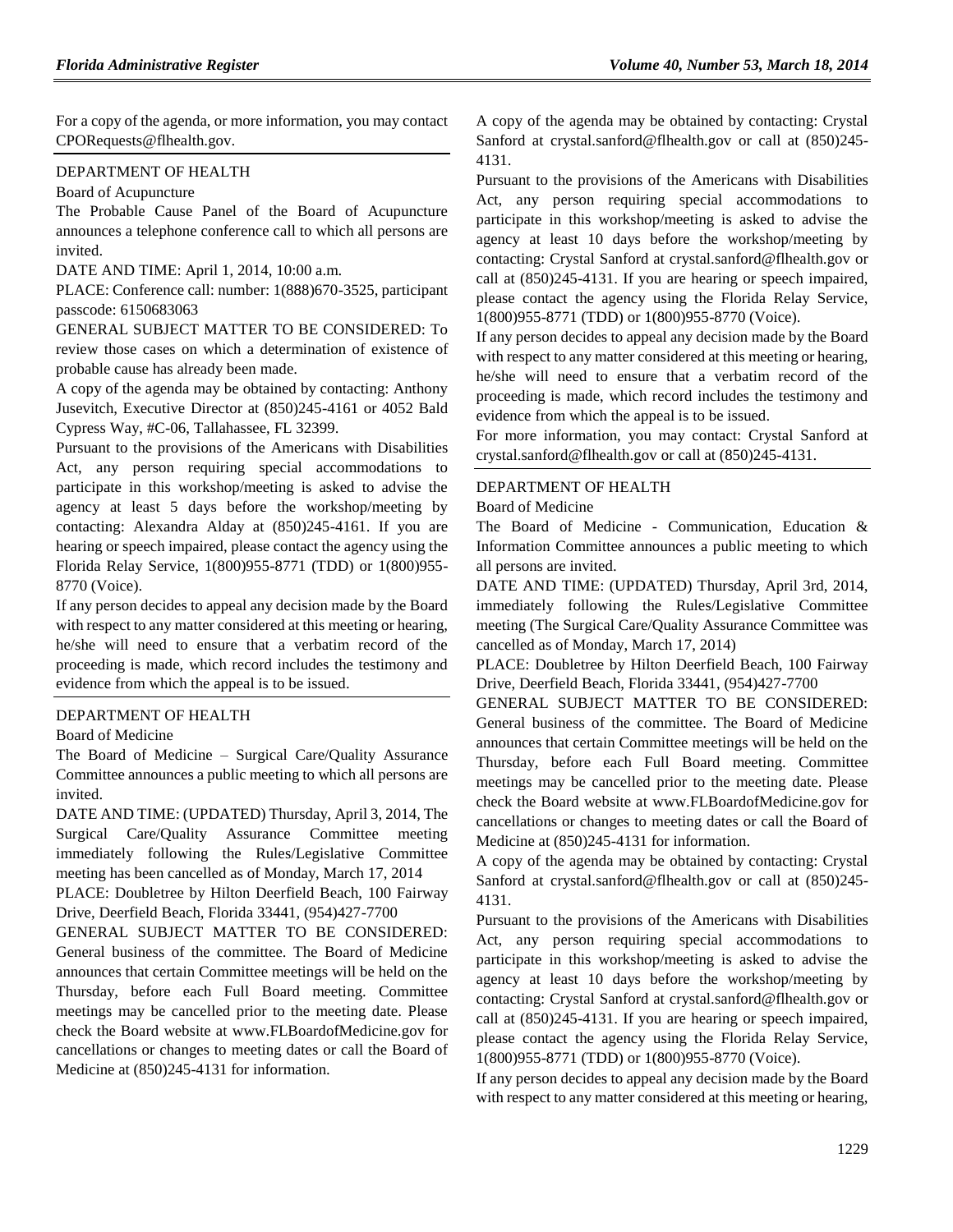For a copy of the agenda, or more information, you may contact CPORequests@flhealth.gov.

DEPARTMENT OF HEALTH

Board of Acupuncture

The Probable Cause Panel of the Board of Acupuncture announces a telephone conference call to which all persons are invited.

DATE AND TIME: April 1, 2014, 10:00 a.m.

PLACE: Conference call: number: 1(888)670-3525, participant passcode: 6150683063

GENERAL SUBJECT MATTER TO BE CONSIDERED: To review those cases on which a determination of existence of probable cause has already been made.

A copy of the agenda may be obtained by contacting: Anthony Jusevitch, Executive Director at (850)245-4161 or 4052 Bald Cypress Way, #C-06, Tallahassee, FL 32399.

Pursuant to the provisions of the Americans with Disabilities Act, any person requiring special accommodations to participate in this workshop/meeting is asked to advise the agency at least 5 days before the workshop/meeting by contacting: Alexandra Alday at (850)245-4161. If you are hearing or speech impaired, please contact the agency using the Florida Relay Service, 1(800)955-8771 (TDD) or 1(800)955-8770 (Voice).

If any person decides to appeal any decision made by the Board with respect to any matter considered at this meeting or hearing, he/she will need to ensure that a verbatim record of the proceeding is made, which record includes the testimony and evidence from which the appeal is to be issued.

DEPARTMENT OF HEALTH

Board of Medicine

The Board of Medicine – Surgical Care/Quality Assurance Committee announces a public meeting to which all persons are invited.

DATE AND TIME: (UPDATED) Thursday, April 3, 2014, The Surgical Care/Quality Assurance Committee meeting immediately following the Rules/Legislative Committee meeting has been cancelled as of Monday, March 17, 2014

PLACE: Doubletree by Hilton Deerfield Beach, 100 Fairway Drive, Deerfield Beach, Florida 33441, (954)427-7700

GENERAL SUBJECT MATTER TO BE CONSIDERED: General business of the committee. The Board of Medicine announces that certain Committee meetings will be held on the Thursday, before each Full Board meeting. Committee meetings may be cancelled prior to the meeting date. Please check the Board website at www.FLBoardofMedicine.gov for cancellations or changes to meeting dates or call the Board of Medicine at (850)245-4131 for information.

A copy of the agenda may be obtained by contacting: Crystal Sanford at crystal.sanford@flhealth.gov or call at (850)245-4131.

Pursuant to the provisions of the Americans with Disabilities Act, any person requiring special accommodations to participate in this workshop/meeting is asked to advise the agency at least 10 days before the workshop/meeting by contacting: Crystal Sanford at crystal.sanford@flhealth.gov or call at (850)245-4131. If you are hearing or speech impaired, please contact the agency using the Florida Relay Service, 1(800)955-8771 (TDD) or 1(800)955-8770 (Voice).

If any person decides to appeal any decision made by the Board with respect to any matter considered at this meeting or hearing, he/she will need to ensure that a verbatim record of the proceeding is made, which record includes the testimony and evidence from which the appeal is to be issued.

For more information, you may contact: Crystal Sanford at crystal.sanford@flhealth.gov or call at (850)245-4131.

DEPARTMENT OF HEALTH

Board of Medicine

The Board of Medicine - Communication, Education & Information Committee announces a public meeting to which all persons are invited.

DATE AND TIME: (UPDATED) Thursday, April 3rd, 2014, immediately following the Rules/Legislative Committee meeting (The Surgical Care/Quality Assurance Committee was cancelled as of Monday, March 17, 2014)

PLACE: Doubletree by Hilton Deerfield Beach, 100 Fairway Drive, Deerfield Beach, Florida 33441, (954)427-7700

GENERAL SUBJECT MATTER TO BE CONSIDERED: General business of the committee. The Board of Medicine announces that certain Committee meetings will be held on the Thursday, before each Full Board meeting. Committee meetings may be cancelled prior to the meeting date. Please check the Board website at www.FLBoardofMedicine.gov for cancellations or changes to meeting dates or call the Board of Medicine at (850)245-4131 for information.

A copy of the agenda may be obtained by contacting: Crystal Sanford at crystal.sanford@flhealth.gov or call at (850)245-4131.

Pursuant to the provisions of the Americans with Disabilities Act, any person requiring special accommodations to participate in this workshop/meeting is asked to advise the agency at least 10 days before the workshop/meeting by contacting: Crystal Sanford at crystal.sanford@flhealth.gov or call at (850)245-4131. If you are hearing or speech impaired, please contact the agency using the Florida Relay Service, 1(800)955-8771 (TDD) or 1(800)955-8770 (Voice).

If any person decides to appeal any decision made by the Board with respect to any matter considered at this meeting or hearing,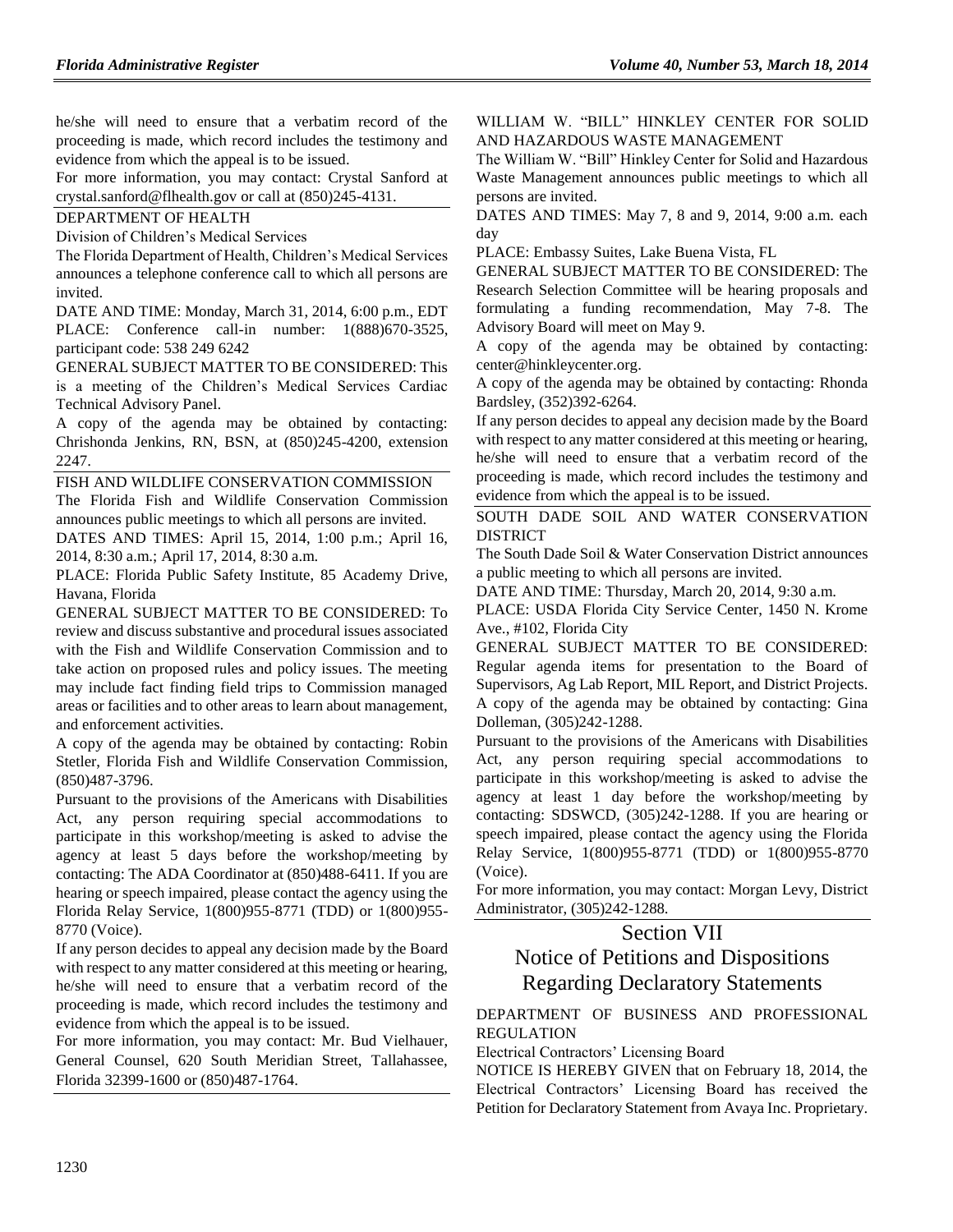he/she will need to ensure that a verbatim record of the proceeding is made, which record includes the testimony and evidence from which the appeal is to be issued.

For more information, you may contact: Crystal Sanford at crystal.sanford@flhealth.gov or call at (850)245-4131.

DEPARTMENT OF HEALTH

Division of Children's Medical Services

The Florida Department of Health, Children's Medical Services announces a telephone conference call to which all persons are invited.

DATE AND TIME: Monday, March 31, 2014, 6:00 p.m., EDT

PLACE: Conference call-in number: 1(888)670-3525, participant code: 538 249 6242

GENERAL SUBJECT MATTER TO BE CONSIDERED: This is a meeting of the Children's Medical Services Cardiac Technical Advisory Panel.

A copy of the agenda may be obtained by contacting: Chrishonda Jenkins, RN, BSN, at (850)245-4200, extension 2247.

FISH AND WILDLIFE CONSERVATION COMMISSION

The Florida Fish and Wildlife Conservation Commission announces public meetings to which all persons are invited.

DATES AND TIMES: April 15, 2014, 1:00 p.m.; April 16, 2014, 8:30 a.m.; April 17, 2014, 8:30 a.m.

PLACE: Florida Public Safety Institute, 85 Academy Drive, Havana, Florida

GENERAL SUBJECT MATTER TO BE CONSIDERED: To review and discuss substantive and procedural issues associated with the Fish and Wildlife Conservation Commission and to take action on proposed rules and policy issues. The meeting may include fact finding field trips to Commission managed areas or facilities and to other areas to learn about management, and enforcement activities.

A copy of the agenda may be obtained by contacting: Robin Stetler, Florida Fish and Wildlife Conservation Commission, (850)487-3796.

Pursuant to the provisions of the Americans with Disabilities Act, any person requiring special accommodations to participate in this workshop/meeting is asked to advise the agency at least 5 days before the workshop/meeting by contacting: The ADA Coordinator at (850)488-6411. If you are hearing or speech impaired, please contact the agency using the Florida Relay Service, 1(800)955-8771 (TDD) or 1(800)955-8770 (Voice).

If any person decides to appeal any decision made by the Board with respect to any matter considered at this meeting or hearing, he/she will need to ensure that a verbatim record of the proceeding is made, which record includes the testimony and evidence from which the appeal is to be issued.

For more information, you may contact: Mr. Bud Vielhauer, General Counsel, 620 South Meridian Street, Tallahassee, Florida 32399-1600 or (850)487-1764.

WILLIAM W. "BILL" HINKLEY CENTER FOR SOLID AND HAZARDOUS WASTE MANAGEMENT

The William W. "Bill" Hinkley Center for Solid and Hazardous Waste Management announces public meetings to which all persons are invited.

DATES AND TIMES: May 7, 8 and 9, 2014, 9:00 a.m. each day

PLACE: Embassy Suites, Lake Buena Vista, FL

GENERAL SUBJECT MATTER TO BE CONSIDERED: The Research Selection Committee will be hearing proposals and formulating a funding recommendation, May 7-8. The Advisory Board will meet on May 9.

A copy of the agenda may be obtained by contacting: center@hinkleycenter.org.

A copy of the agenda may be obtained by contacting: Rhonda Bardsley, (352)392-6264.

If any person decides to appeal any decision made by the Board with respect to any matter considered at this meeting or hearing, he/she will need to ensure that a verbatim record of the proceeding is made, which record includes the testimony and evidence from which the appeal is to be issued.

SOUTH DADE SOIL AND WATER CONSERVATION DISTRICT

The South Dade Soil & Water Conservation District announces a public meeting to which all persons are invited.

DATE AND TIME: Thursday, March 20, 2014, 9:30 a.m.

PLACE: USDA Florida City Service Center, 1450 N. Krome Ave., #102, Florida City

GENERAL SUBJECT MATTER TO BE CONSIDERED: Regular agenda items for presentation to the Board of Supervisors, Ag Lab Report, MIL Report, and District Projects.

A copy of the agenda may be obtained by contacting: Gina Dolleman, (305)242-1288.

Pursuant to the provisions of the Americans with Disabilities Act, any person requiring special accommodations to participate in this workshop/meeting is asked to advise the agency at least 1 day before the workshop/meeting by contacting: SDSWCD, (305)242-1288. If you are hearing or speech impaired, please contact the agency using the Florida Relay Service, 1(800)955-8771 (TDD) or 1(800)955-8770 (Voice).

For more information, you may contact: Morgan Levy, District Administrator, (305)242-1288.

# Section VII
# Notice of Petitions and Dispositions Regarding Declaratory Statements

DEPARTMENT OF BUSINESS AND PROFESSIONAL REGULATION

Electrical Contractors' Licensing Board

NOTICE IS HEREBY GIVEN that on February 18, 2014, the Electrical Contractors' Licensing Board has received the Petition for Declaratory Statement from Avaya Inc. Proprietary.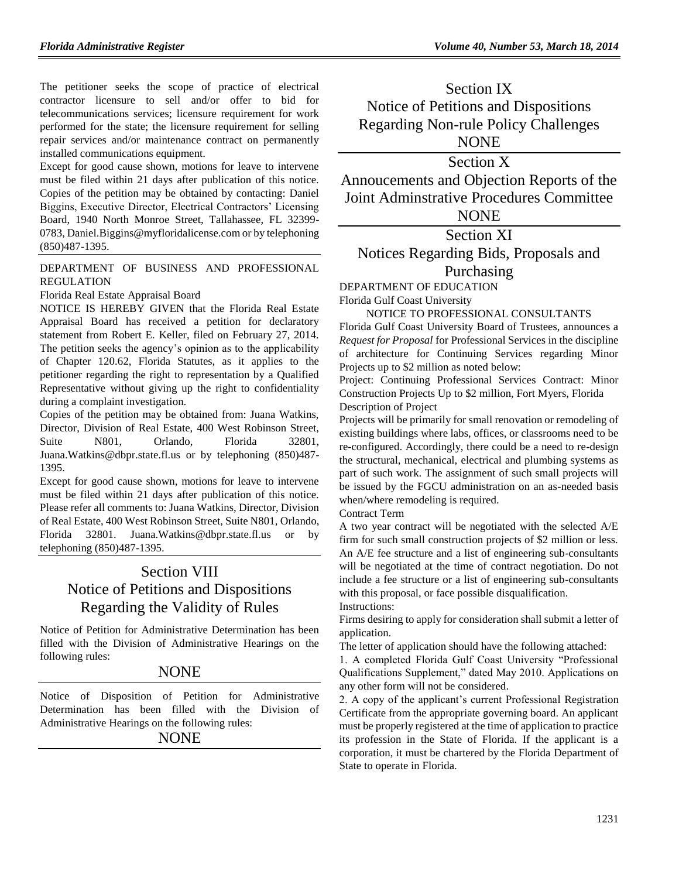The petitioner seeks the scope of practice of electrical contractor licensure to sell and/or offer to bid for telecommunications services; licensure requirement for work performed for the state; the licensure requirement for selling repair services and/or maintenance contract on permanently installed communications equipment.

Except for good cause shown, motions for leave to intervene must be filed within 21 days after publication of this notice. Copies of the petition may be obtained by contacting: Daniel Biggins, Executive Director, Electrical Contractors' Licensing Board, 1940 North Monroe Street, Tallahassee, FL 32399-0783, Daniel.Biggins@myfloridalicense.com or by telephoning (850)487-1395.

DEPARTMENT OF BUSINESS AND PROFESSIONAL REGULATION

Florida Real Estate Appraisal Board

NOTICE IS HEREBY GIVEN that the Florida Real Estate Appraisal Board has received a petition for declaratory statement from Robert E. Keller, filed on February 27, 2014. The petition seeks the agency's opinion as to the applicability of Chapter 120.62, Florida Statutes, as it applies to the petitioner regarding the right to representation by a Qualified Representative without giving up the right to confidentiality during a complaint investigation.

Copies of the petition may be obtained from: Juana Watkins, Director, Division of Real Estate, 400 West Robinson Street, Suite N801, Orlando, Florida 32801, Juana.Watkins@dbpr.state.fl.us or by telephoning (850)487-1395.

Except for good cause shown, motions for leave to intervene must be filed within 21 days after publication of this notice. Please refer all comments to: Juana Watkins, Director, Division of Real Estate, 400 West Robinson Street, Suite N801, Orlando, Florida 32801. Juana.Watkins@dbpr.state.fl.us or by telephoning (850)487-1395.

# Section VIII
# Notice of Petitions and Dispositions Regarding the Validity of Rules

Notice of Petition for Administrative Determination has been filled with the Division of Administrative Hearings on the following rules:

NONE

Notice of Disposition of Petition for Administrative Determination has been filled with the Division of Administrative Hearings on the following rules:

NONE

# Section IX
# Notice of Petitions and Dispositions Regarding Non-rule Policy Challenges
NONE

# Section X
# Annoucements and Objection Reports of the Joint Adminstrative Procedures Committee
NONE

# Section XI
# Notices Regarding Bids, Proposals and Purchasing

DEPARTMENT OF EDUCATION

Florida Gulf Coast University

NOTICE TO PROFESSIONAL CONSULTANTS

Florida Gulf Coast University Board of Trustees, announces a *Request for Proposal* for Professional Services in the discipline of architecture for Continuing Services regarding Minor Projects up to $2 million as noted below:

Project: Continuing Professional Services Contract: Minor Construction Projects Up to $2 million, Fort Myers, Florida

Description of Project

Projects will be primarily for small renovation or remodeling of existing buildings where labs, offices, or classrooms need to be re-configured. Accordingly, there could be a need to re-design the structural, mechanical, electrical and plumbing systems as part of such work. The assignment of such small projects will be issued by the FGCU administration on an as-needed basis when/where remodeling is required.

Contract Term

A two year contract will be negotiated with the selected A/E firm for such small construction projects of $2 million or less. An A/E fee structure and a list of engineering sub-consultants will be negotiated at the time of contract negotiation. Do not include a fee structure or a list of engineering sub-consultants with this proposal, or face possible disqualification.

Instructions:

Firms desiring to apply for consideration shall submit a letter of application.

The letter of application should have the following attached:

1. A completed Florida Gulf Coast University "Professional Qualifications Supplement," dated May 2010. Applications on any other form will not be considered.

2. A copy of the applicant's current Professional Registration Certificate from the appropriate governing board. An applicant must be properly registered at the time of application to practice its profession in the State of Florida. If the applicant is a corporation, it must be chartered by the Florida Department of State to operate in Florida.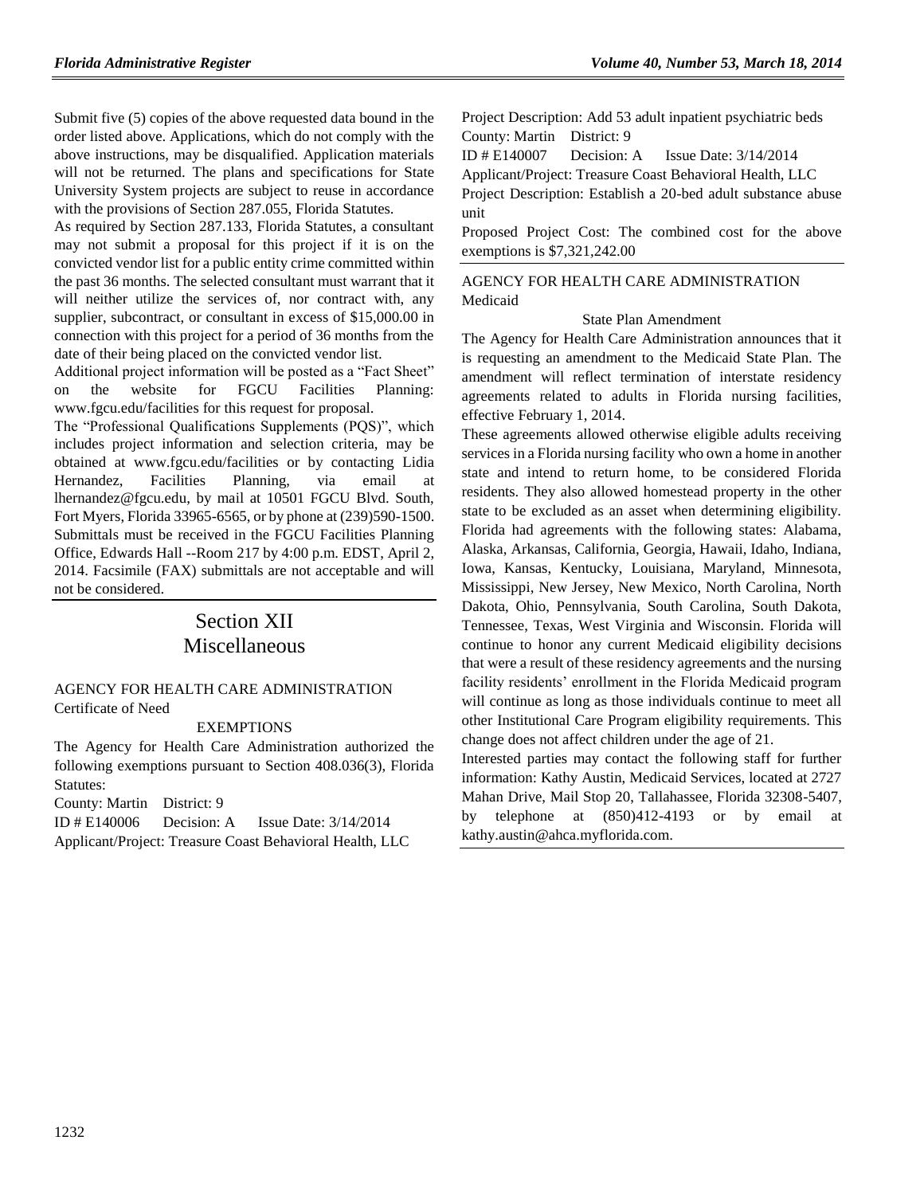Submit five (5) copies of the above requested data bound in the order listed above. Applications, which do not comply with the above instructions, may be disqualified. Application materials will not be returned. The plans and specifications for State University System projects are subject to reuse in accordance with the provisions of Section 287.055, Florida Statutes.

As required by Section 287.133, Florida Statutes, a consultant may not submit a proposal for this project if it is on the convicted vendor list for a public entity crime committed within the past 36 months. The selected consultant must warrant that it will neither utilize the services of, nor contract with, any supplier, subcontract, or consultant in excess of $15,000.00 in connection with this project for a period of 36 months from the date of their being placed on the convicted vendor list.

Additional project information will be posted as a "Fact Sheet" on the website for FGCU Facilities Planning: www.fgcu.edu/facilities for this request for proposal.

The "Professional Qualifications Supplements (PQS)", which includes project information and selection criteria, may be obtained at www.fgcu.edu/facilities or by contacting Lidia Hernandez, Facilities Planning, via email at lhernandez@fgcu.edu, by mail at 10501 FGCU Blvd. South, Fort Myers, Florida 33965-6565, or by phone at (239)590-1500. Submittals must be received in the FGCU Facilities Planning Office, Edwards Hall --Room 217 by 4:00 p.m. EDST, April 2, 2014. Facsimile (FAX) submittals are not acceptable and will not be considered.

# Section XII
# Miscellaneous

## AGENCY FOR HEALTH CARE ADMINISTRATION
Certificate of Need

### EXEMPTIONS

The Agency for Health Care Administration authorized the following exemptions pursuant to Section 408.036(3), Florida Statutes:

County: Martin District: 9

ID # E140006 Decision: A Issue Date: 3/14/2014

Applicant/Project: Treasure Coast Behavioral Health, LLC

Project Description: Add 53 adult inpatient psychiatric beds

County: Martin District: 9

ID # E140007 Decision: A Issue Date: 3/14/2014

Applicant/Project: Treasure Coast Behavioral Health, LLC

Project Description: Establish a 20-bed adult substance abuse unit

Proposed Project Cost: The combined cost for the above exemptions is $7,321,242.00

## AGENCY FOR HEALTH CARE ADMINISTRATION
Medicaid

### State Plan Amendment

The Agency for Health Care Administration announces that it is requesting an amendment to the Medicaid State Plan. The amendment will reflect termination of interstate residency agreements related to adults in Florida nursing facilities, effective February 1, 2014.

These agreements allowed otherwise eligible adults receiving services in a Florida nursing facility who own a home in another state and intend to return home, to be considered Florida residents. They also allowed homestead property in the other state to be excluded as an asset when determining eligibility. Florida had agreements with the following states: Alabama, Alaska, Arkansas, California, Georgia, Hawaii, Idaho, Indiana, Iowa, Kansas, Kentucky, Louisiana, Maryland, Minnesota, Mississippi, New Jersey, New Mexico, North Carolina, North Dakota, Ohio, Pennsylvania, South Carolina, South Dakota, Tennessee, Texas, West Virginia and Wisconsin. Florida will continue to honor any current Medicaid eligibility decisions that were a result of these residency agreements and the nursing facility residents' enrollment in the Florida Medicaid program will continue as long as those individuals continue to meet all other Institutional Care Program eligibility requirements. This change does not affect children under the age of 21.

Interested parties may contact the following staff for further information: Kathy Austin, Medicaid Services, located at 2727 Mahan Drive, Mail Stop 20, Tallahassee, Florida 32308-5407, by telephone at (850)412-4193 or by email at kathy.austin@ahca.myflorida.com.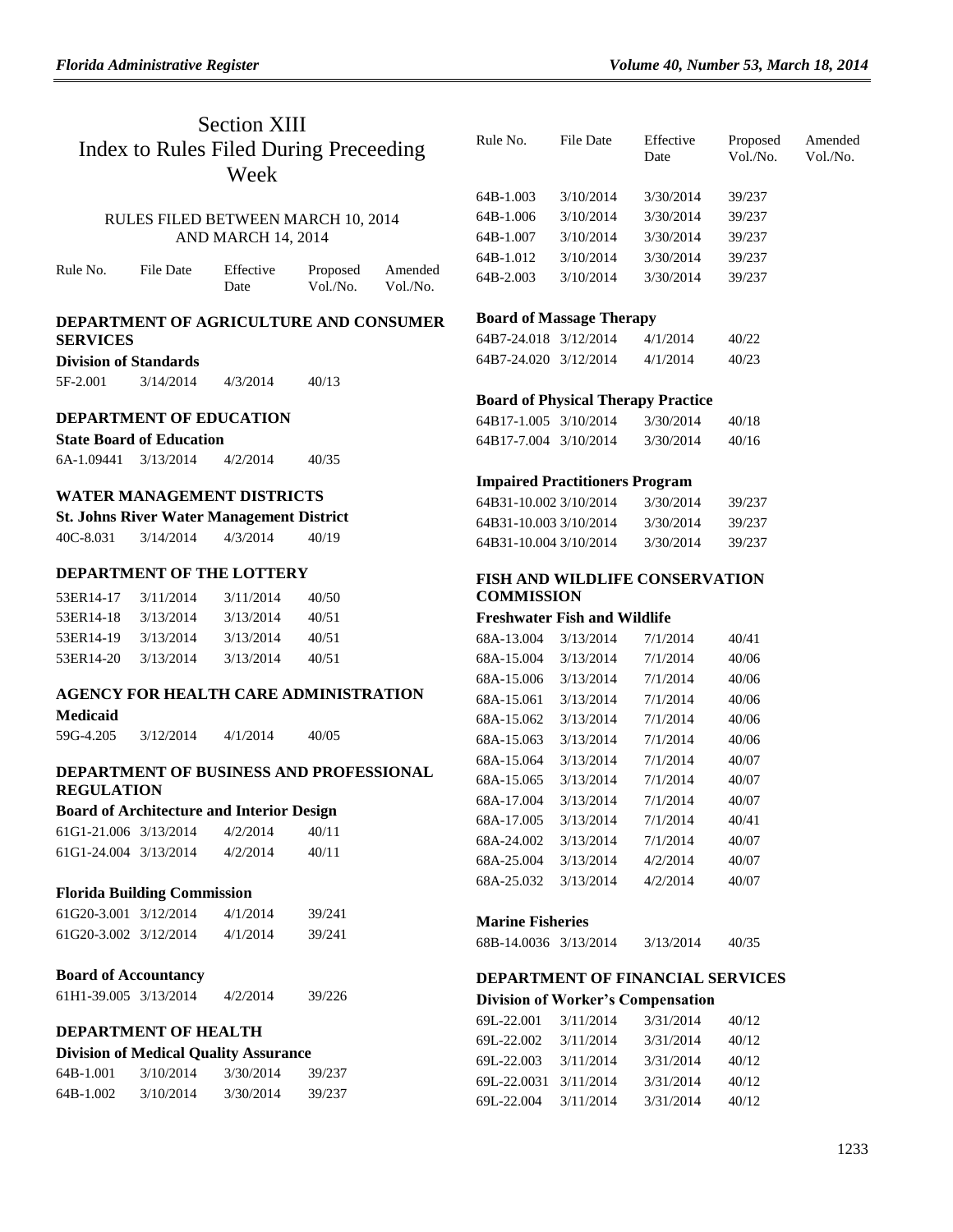# Section XIII
# Index to Rules Filed During Preceeding Week

RULES FILED BETWEEN MARCH 10, 2014 AND MARCH 14, 2014

| Rule No. | File Date | Effective Date | Proposed Vol./No. | Amended Vol./No. |
|---|---|---|---|---|
| **DEPARTMENT OF AGRICULTURE AND CONSUMER SERVICES** | | | | |
| **Division of Standards** | | | | |
| 5F-2.001 | 3/14/2014 | 4/3/2014 | 40/13 | |
| **DEPARTMENT OF EDUCATION** | | | | |
| **State Board of Education** | | | | |
| 6A-1.09441 | 3/13/2014 | 4/2/2014 | 40/35 | |
| **WATER MANAGEMENT DISTRICTS** | | | | |
| **St. Johns River Water Management District** | | | | |
| 40C-8.031 | 3/14/2014 | 4/3/2014 | 40/19 | |
| **DEPARTMENT OF THE LOTTERY** | | | | |
| 53ER14-17 | 3/11/2014 | 3/11/2014 | 40/50 | |
| 53ER14-18 | 3/13/2014 | 3/13/2014 | 40/51 | |
| 53ER14-19 | 3/13/2014 | 3/13/2014 | 40/51 | |
| 53ER14-20 | 3/13/2014 | 3/13/2014 | 40/51 | |
| **AGENCY FOR HEALTH CARE ADMINISTRATION** | | | | |
| **Medicaid** | | | | |
| 59G-4.205 | 3/12/2014 | 4/1/2014 | 40/05 | |
| **DEPARTMENT OF BUSINESS AND PROFESSIONAL REGULATION** | | | | |
| **Board of Architecture and Interior Design** | | | | |
| 61G1-21.006 | 3/13/2014 | 4/2/2014 | 40/11 | |
| 61G1-24.004 | 3/13/2014 | 4/2/2014 | 40/11 | |
| **Florida Building Commission** | | | | |
| 61G20-3.001 | 3/12/2014 | 4/1/2014 | 39/241 | |
| 61G20-3.002 | 3/12/2014 | 4/1/2014 | 39/241 | |
| **Board of Accountancy** | | | | |
| 61H1-39.005 | 3/13/2014 | 4/2/2014 | 39/226 | |
| **DEPARTMENT OF HEALTH** | | | | |
| **Division of Medical Quality Assurance** | | | | |
| 64B-1.001 | 3/10/2014 | 3/30/2014 | 39/237 | |
| 64B-1.002 | 3/10/2014 | 3/30/2014 | 39/237 | |
| 64B-1.003 | 3/10/2014 | 3/30/2014 | 39/237 | |
| 64B-1.006 | 3/10/2014 | 3/30/2014 | 39/237 | |
| 64B-1.007 | 3/10/2014 | 3/30/2014 | 39/237 | |
| 64B-1.012 | 3/10/2014 | 3/30/2014 | 39/237 | |
| 64B-2.003 | 3/10/2014 | 3/30/2014 | 39/237 | |
| **Board of Massage Therapy** | | | | |
| 64B7-24.018 | 3/12/2014 | 4/1/2014 | 40/22 | |
| 64B7-24.020 | 3/12/2014 | 4/1/2014 | 40/23 | |
| **Board of Physical Therapy Practice** | | | | |
| 64B17-1.005 | 3/10/2014 | 3/30/2014 | 40/18 | |
| 64B17-7.004 | 3/10/2014 | 3/30/2014 | 40/16 | |
| **Impaired Practitioners Program** | | | | |
| 64B31-10.002 | 3/10/2014 | 3/30/2014 | 39/237 | |
| 64B31-10.003 | 3/10/2014 | 3/30/2014 | 39/237 | |
| 64B31-10.004 | 3/10/2014 | 3/30/2014 | 39/237 | |
| **FISH AND WILDLIFE CONSERVATION COMMISSION** | | | | |
| **Freshwater Fish and Wildlife** | | | | |
| 68A-13.004 | 3/13/2014 | 7/1/2014 | 40/41 | |
| 68A-15.004 | 3/13/2014 | 7/1/2014 | 40/06 | |
| 68A-15.006 | 3/13/2014 | 7/1/2014 | 40/06 | |
| 68A-15.061 | 3/13/2014 | 7/1/2014 | 40/06 | |
| 68A-15.062 | 3/13/2014 | 7/1/2014 | 40/06 | |
| 68A-15.063 | 3/13/2014 | 7/1/2014 | 40/06 | |
| 68A-15.064 | 3/13/2014 | 7/1/2014 | 40/07 | |
| 68A-15.065 | 3/13/2014 | 7/1/2014 | 40/07 | |
| 68A-17.004 | 3/13/2014 | 7/1/2014 | 40/07 | |
| 68A-17.005 | 3/13/2014 | 7/1/2014 | 40/41 | |
| 68A-24.002 | 3/13/2014 | 7/1/2014 | 40/07 | |
| 68A-25.004 | 3/13/2014 | 4/2/2014 | 40/07 | |
| 68A-25.032 | 3/13/2014 | 4/2/2014 | 40/07 | |
| **Marine Fisheries** | | | | |
| 68B-14.0036 | 3/13/2014 | 3/13/2014 | 40/35 | |
| **DEPARTMENT OF FINANCIAL SERVICES** | | | | |
| **Division of Worker's Compensation** | | | | |
| 69L-22.001 | 3/11/2014 | 3/31/2014 | 40/12 | |
| 69L-22.002 | 3/11/2014 | 3/31/2014 | 40/12 | |
| 69L-22.003 | 3/11/2014 | 3/31/2014 | 40/12 | |
| 69L-22.0031 | 3/11/2014 | 3/31/2014 | 40/12 | |
| 69L-22.004 | 3/11/2014 | 3/31/2014 | 40/12 | |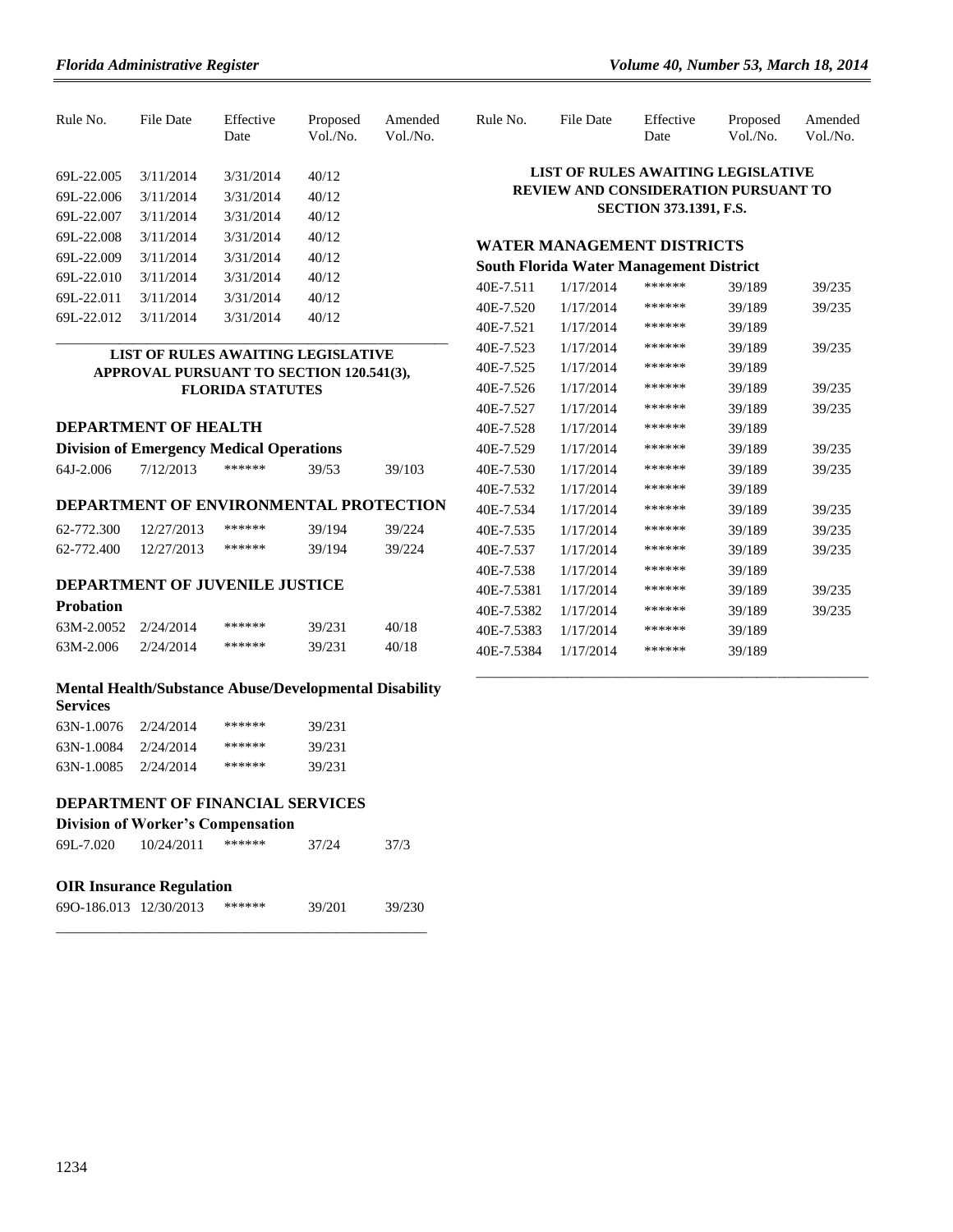| Rule No. | File Date | Effective Date | Proposed Vol./No. | Amended Vol./No. |
|---|---|---|---|---|
| 69L-22.005 | 3/11/2014 | 3/31/2014 | 40/12 | |
| 69L-22.006 | 3/11/2014 | 3/31/2014 | 40/12 | |
| 69L-22.007 | 3/11/2014 | 3/31/2014 | 40/12 | |
| 69L-22.008 | 3/11/2014 | 3/31/2014 | 40/12 | |
| 69L-22.009 | 3/11/2014 | 3/31/2014 | 40/12 | |
| 69L-22.010 | 3/11/2014 | 3/31/2014 | 40/12 | |
| 69L-22.011 | 3/11/2014 | 3/31/2014 | 40/12 | |
| 69L-22.012 | 3/11/2014 | 3/31/2014 | 40/12 | |

**LIST OF RULES AWAITING LEGISLATIVE APPROVAL PURSUANT TO SECTION 120.541(3), FLORIDA STATUTES**

## DEPARTMENT OF HEALTH

### Division of Emergency Medical Operations

| Rule No. | File Date | Effective Date | Proposed Vol./No. | Amended Vol./No. |
|---|---|---|---|---|
| 64J-2.006 | 7/12/2013 | ****** | 39/53 | 39/103 |

## DEPARTMENT OF ENVIRONMENTAL PROTECTION

| Rule No. | File Date | Effective Date | Proposed Vol./No. | Amended Vol./No. |
|---|---|---|---|---|
| 62-772.300 | 12/27/2013 | ****** | 39/194 | 39/224 |
| 62-772.400 | 12/27/2013 | ****** | 39/194 | 39/224 |

## DEPARTMENT OF JUVENILE JUSTICE

### Probation

| Rule No. | File Date | Effective Date | Proposed Vol./No. | Amended Vol./No. |
|---|---|---|---|---|
| 63M-2.0052 | 2/24/2014 | ****** | 39/231 | 40/18 |
| 63M-2.006 | 2/24/2014 | ****** | 39/231 | 40/18 |

### Mental Health/Substance Abuse/Developmental Disability Services

| Rule No. | File Date | Effective Date | Proposed Vol./No. | Amended Vol./No. |
|---|---|---|---|---|
| 63N-1.0076 | 2/24/2014 | ****** | 39/231 | |
| 63N-1.0084 | 2/24/2014 | ****** | 39/231 | |
| 63N-1.0085 | 2/24/2014 | ****** | 39/231 | |

## DEPARTMENT OF FINANCIAL SERVICES

### Division of Worker's Compensation

| Rule No. | File Date | Effective Date | Proposed Vol./No. | Amended Vol./No. |
|---|---|---|---|---|
| 69L-7.020 | 10/24/2011 | ****** | 37/24 | 37/3 |

### OIR Insurance Regulation

| Rule No. | File Date | Effective Date | Proposed Vol./No. | Amended Vol./No. |
|---|---|---|---|---|
| 69O-186.013 | 12/30/2013 | ****** | 39/201 | 39/230 |

**LIST OF RULES AWAITING LEGISLATIVE REVIEW AND CONSIDERATION PURSUANT TO SECTION 373.1391, F.S.**

## WATER MANAGEMENT DISTRICTS

### South Florida Water Management District

| Rule No. | File Date | Effective Date | Proposed Vol./No. | Amended Vol./No. |
|---|---|---|---|---|
| 40E-7.511 | 1/17/2014 | ****** | 39/189 | 39/235 |
| 40E-7.520 | 1/17/2014 | ****** | 39/189 | 39/235 |
| 40E-7.521 | 1/17/2014 | ****** | 39/189 | |
| 40E-7.523 | 1/17/2014 | ****** | 39/189 | 39/235 |
| 40E-7.525 | 1/17/2014 | ****** | 39/189 | |
| 40E-7.526 | 1/17/2014 | ****** | 39/189 | 39/235 |
| 40E-7.527 | 1/17/2014 | ****** | 39/189 | 39/235 |
| 40E-7.528 | 1/17/2014 | ****** | 39/189 | |
| 40E-7.529 | 1/17/2014 | ****** | 39/189 | 39/235 |
| 40E-7.530 | 1/17/2014 | ****** | 39/189 | 39/235 |
| 40E-7.532 | 1/17/2014 | ****** | 39/189 | |
| 40E-7.534 | 1/17/2014 | ****** | 39/189 | 39/235 |
| 40E-7.535 | 1/17/2014 | ****** | 39/189 | 39/235 |
| 40E-7.537 | 1/17/2014 | ****** | 39/189 | 39/235 |
| 40E-7.538 | 1/17/2014 | ****** | 39/189 | |
| 40E-7.5381 | 1/17/2014 | ****** | 39/189 | 39/235 |
| 40E-7.5382 | 1/17/2014 | ****** | 39/189 | 39/235 |
| 40E-7.5383 | 1/17/2014 | ****** | 39/189 | |
| 40E-7.5384 | 1/17/2014 | ****** | 39/189 | |